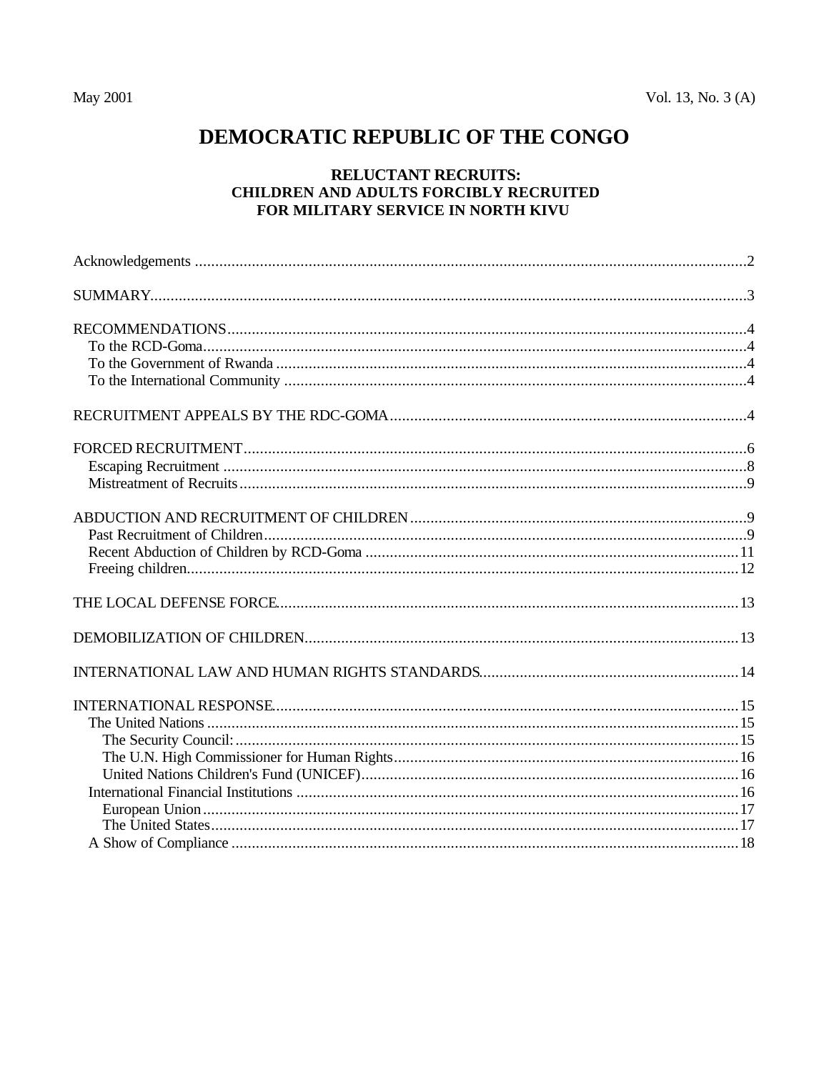May 2001 Vol. 13, No. 3 (A)

# DEMOCRATIC REPUBLIC OF THE CONGO

## RELUCTANT RECRUITS: CHILDREN AND ADULTS FORCIBLY RECRUITED FOR MILITARY SERVICE IN NORTH KIVU

Acknowledgements ........................................................................................................................2

SUMMARY.....................................................................................................................................3

RECOMMENDATIONS...............................................................................................................4
- To the RCD-Goma.......................................................................................................................4
- To the Government of Rwanda ...................................................................................................4
- To the International Community .................................................................................................4

RECRUITMENT APPEALS BY THE RDC-GOMA.......................................................................4

FORCED RECRUITMENT...........................................................................................................6
- Escaping Recruitment ................................................................................................................8
- Mistreatment of Recruits............................................................................................................9

ABDUCTION AND RECRUITMENT OF CHILDREN..................................................................9
- Past Recruitment of Children......................................................................................................9
- Recent Abduction of Children by RCD-Goma ...........................................................................11
- Freeing children........................................................................................................................12

THE LOCAL DEFENSE FORCE.................................................................................................13

DEMOBILIZATION OF CHILDREN...........................................................................................13

INTERNATIONAL LAW AND HUMAN RIGHTS STANDARDS...............................................14

INTERNATIONAL RESPONSE..................................................................................................15
- The United Nations ..................................................................................................................15
  - The Security Council:..........................................................................................................15
  - The U.N. High Commissioner for Human Rights....................................................................16
  - United Nations Children's Fund (UNICEF)............................................................................16
- International Financial Institutions ...........................................................................................16
  - European Union..................................................................................................................17
  - The United States................................................................................................................17
- A Show of Compliance ............................................................................................................18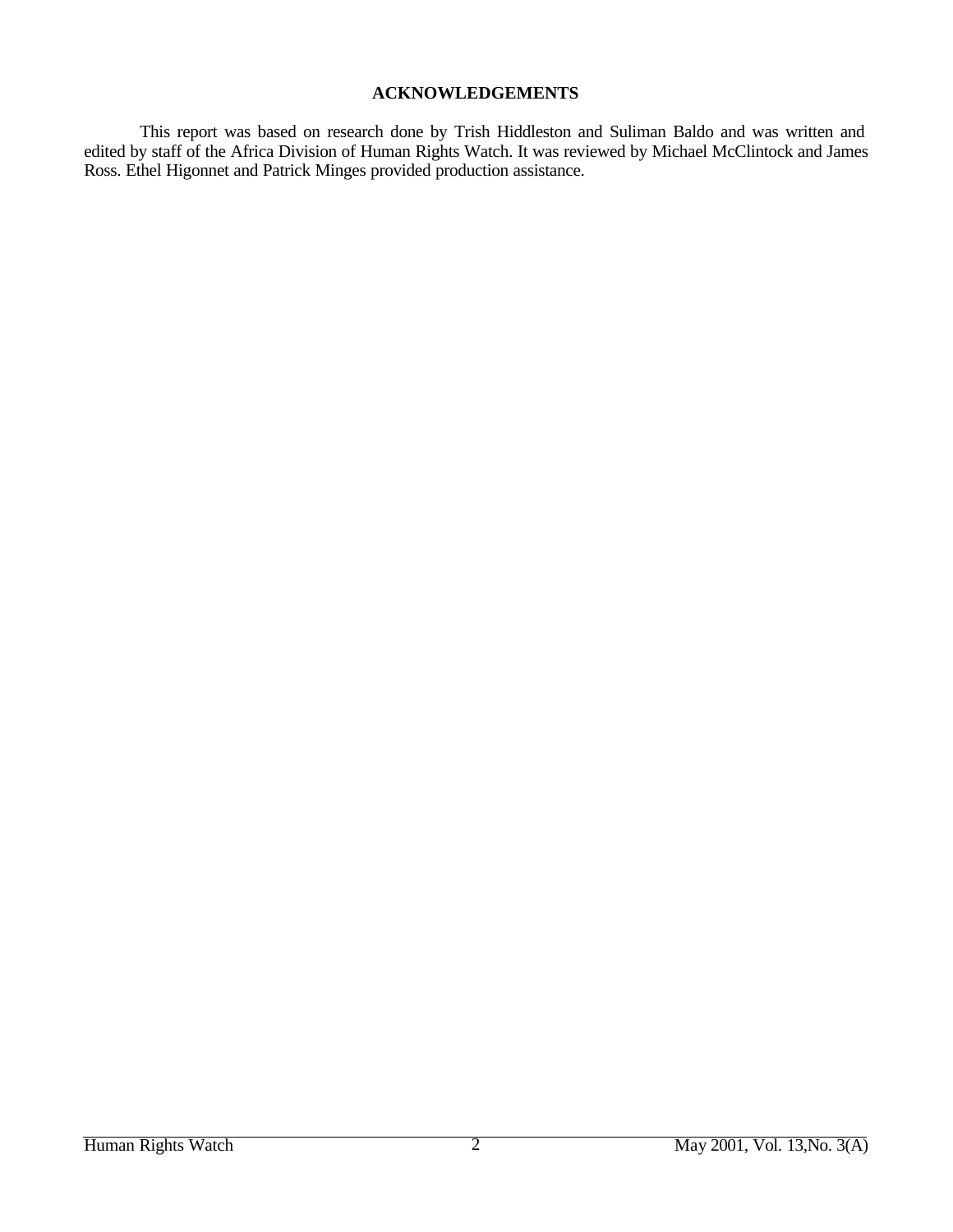## ACKNOWLEDGEMENTS

This report was based on research done by Trish Hiddleston and Suliman Baldo and was written and edited by staff of the Africa Division of Human Rights Watch. It was reviewed by Michael McClintock and James Ross. Ethel Higonnet and Patrick Minges provided production assistance.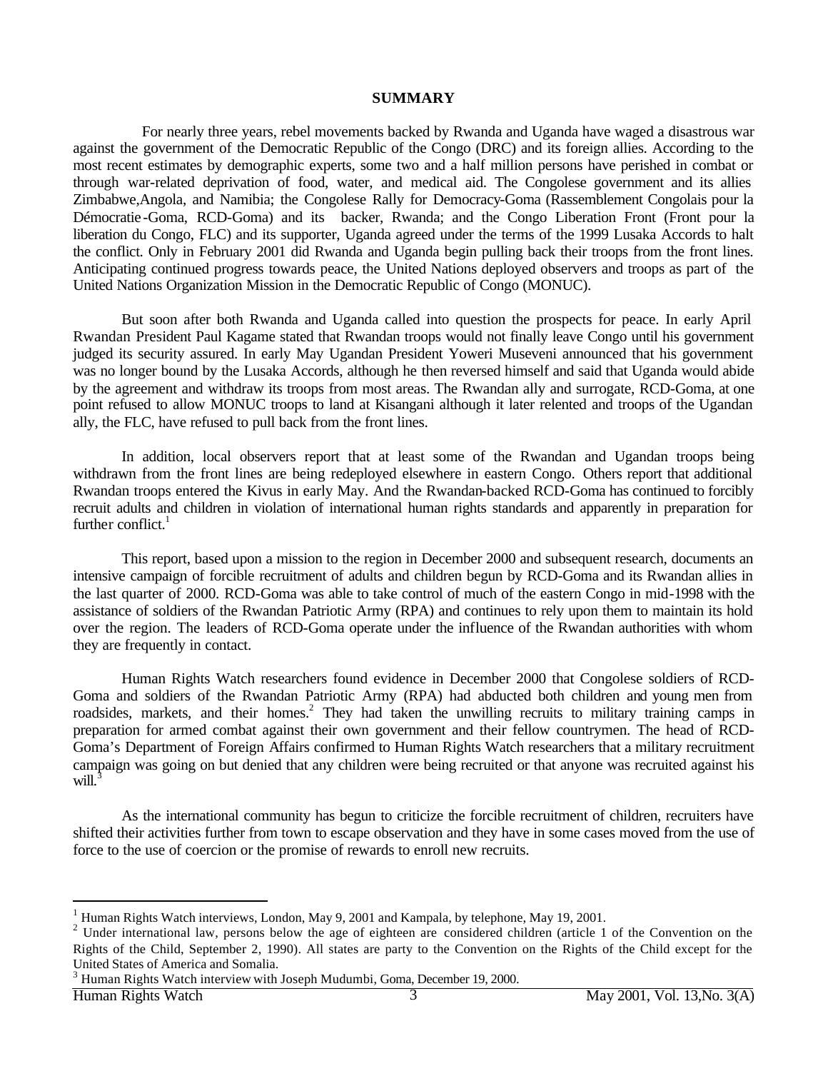## SUMMARY

For nearly three years, rebel movements backed by Rwanda and Uganda have waged a disastrous war against the government of the Democratic Republic of the Congo (DRC) and its foreign allies. According to the most recent estimates by demographic experts, some two and a half million persons have perished in combat or through war-related deprivation of food, water, and medical aid. The Congolese government and its allies Zimbabwe,Angola, and Namibia; the Congolese Rally for Democracy-Goma (Rassemblement Congolais pour la Démocratie-Goma, RCD-Goma) and its backer, Rwanda; and the Congo Liberation Front (Front pour la liberation du Congo, FLC) and its supporter, Uganda agreed under the terms of the 1999 Lusaka Accords to halt the conflict. Only in February 2001 did Rwanda and Uganda begin pulling back their troops from the front lines. Anticipating continued progress towards peace, the United Nations deployed observers and troops as part of the United Nations Organization Mission in the Democratic Republic of Congo (MONUC).

But soon after both Rwanda and Uganda called into question the prospects for peace. In early April Rwandan President Paul Kagame stated that Rwandan troops would not finally leave Congo until his government judged its security assured. In early May Ugandan President Yoweri Museveni announced that his government was no longer bound by the Lusaka Accords, although he then reversed himself and said that Uganda would abide by the agreement and withdraw its troops from most areas. The Rwandan ally and surrogate, RCD-Goma, at one point refused to allow MONUC troops to land at Kisangani although it later relented and troops of the Ugandan ally, the FLC, have refused to pull back from the front lines.

In addition, local observers report that at least some of the Rwandan and Ugandan troops being withdrawn from the front lines are being redeployed elsewhere in eastern Congo. Others report that additional Rwandan troops entered the Kivus in early May. And the Rwandan-backed RCD-Goma has continued to forcibly recruit adults and children in violation of international human rights standards and apparently in preparation for further conflict.[1]

This report, based upon a mission to the region in December 2000 and subsequent research, documents an intensive campaign of forcible recruitment of adults and children begun by RCD-Goma and its Rwandan allies in the last quarter of 2000. RCD-Goma was able to take control of much of the eastern Congo in mid-1998 with the assistance of soldiers of the Rwandan Patriotic Army (RPA) and continues to rely upon them to maintain its hold over the region. The leaders of RCD-Goma operate under the influence of the Rwandan authorities with whom they are frequently in contact.

Human Rights Watch researchers found evidence in December 2000 that Congolese soldiers of RCD-Goma and soldiers of the Rwandan Patriotic Army (RPA) had abducted both children and young men from roadsides, markets, and their homes.[2] They had taken the unwilling recruits to military training camps in preparation for armed combat against their own government and their fellow countrymen. The head of RCD-Goma's Department of Foreign Affairs confirmed to Human Rights Watch researchers that a military recruitment campaign was going on but denied that any children were being recruited or that anyone was recruited against his will.[3]

As the international community has begun to criticize the forcible recruitment of children, recruiters have shifted their activities further from town to escape observation and they have in some cases moved from the use of force to the use of coercion or the promise of rewards to enroll new recruits.

---

[1] Human Rights Watch interviews, London, May 9, 2001 and Kampala, by telephone, May 19, 2001.

[2] Under international law, persons below the age of eighteen are considered children (article 1 of the Convention on the Rights of the Child, September 2, 1990). All states are party to the Convention on the Rights of the Child except for the United States of America and Somalia.

[3] Human Rights Watch interview with Joseph Mudumbi, Goma, December 19, 2000.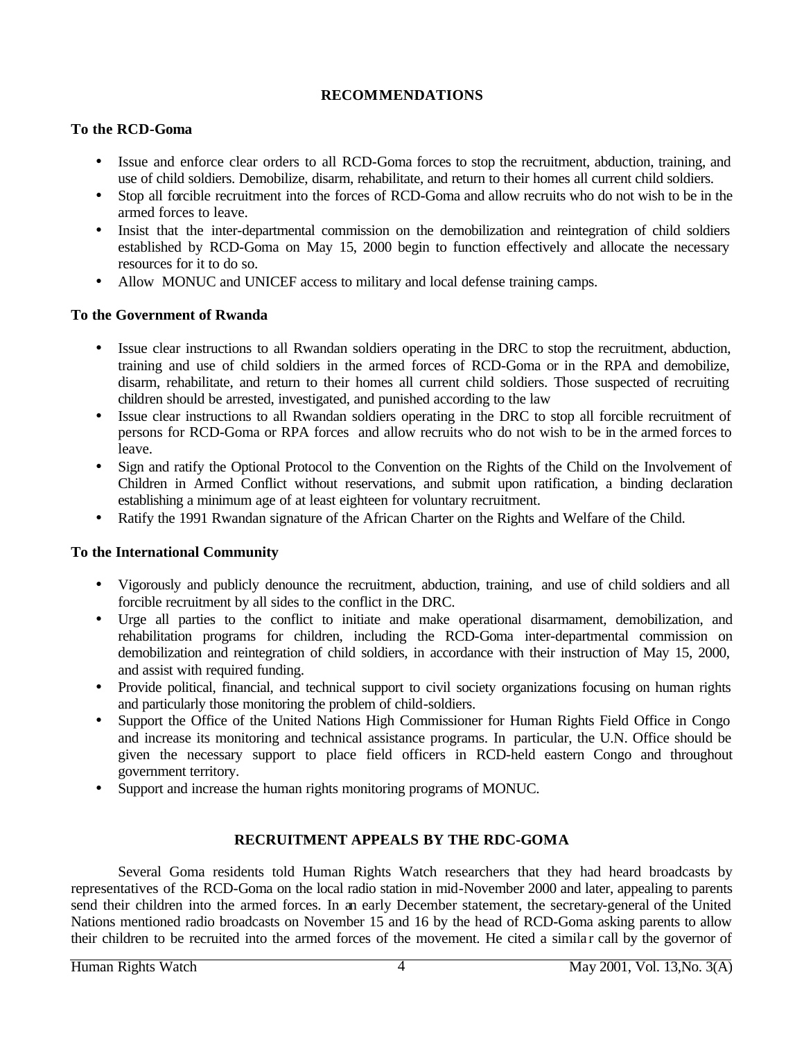## RECOMMENDATIONS

### To the RCD-Goma

- Issue and enforce clear orders to all RCD-Goma forces to stop the recruitment, abduction, training, and use of child soldiers. Demobilize, disarm, rehabilitate, and return to their homes all current child soldiers.
- Stop all forcible recruitment into the forces of RCD-Goma and allow recruits who do not wish to be in the armed forces to leave.
- Insist that the inter-departmental commission on the demobilization and reintegration of child soldiers established by RCD-Goma on May 15, 2000 begin to function effectively and allocate the necessary resources for it to do so.
- Allow MONUC and UNICEF access to military and local defense training camps.

### To the Government of Rwanda

- Issue clear instructions to all Rwandan soldiers operating in the DRC to stop the recruitment, abduction, training and use of child soldiers in the armed forces of RCD-Goma or in the RPA and demobilize, disarm, rehabilitate, and return to their homes all current child soldiers. Those suspected of recruiting children should be arrested, investigated, and punished according to the law
- Issue clear instructions to all Rwandan soldiers operating in the DRC to stop all forcible recruitment of persons for RCD-Goma or RPA forces and allow recruits who do not wish to be in the armed forces to leave.
- Sign and ratify the Optional Protocol to the Convention on the Rights of the Child on the Involvement of Children in Armed Conflict without reservations, and submit upon ratification, a binding declaration establishing a minimum age of at least eighteen for voluntary recruitment.
- Ratify the 1991 Rwandan signature of the African Charter on the Rights and Welfare of the Child.

### To the International Community

- Vigorously and publicly denounce the recruitment, abduction, training, and use of child soldiers and all forcible recruitment by all sides to the conflict in the DRC.
- Urge all parties to the conflict to initiate and make operational disarmament, demobilization, and rehabilitation programs for children, including the RCD-Goma inter-departmental commission on demobilization and reintegration of child soldiers, in accordance with their instruction of May 15, 2000, and assist with required funding.
- Provide political, financial, and technical support to civil society organizations focusing on human rights and particularly those monitoring the problem of child-soldiers.
- Support the Office of the United Nations High Commissioner for Human Rights Field Office in Congo and increase its monitoring and technical assistance programs. In particular, the U.N. Office should be given the necessary support to place field officers in RCD-held eastern Congo and throughout government territory.
- Support and increase the human rights monitoring programs of MONUC.

## RECRUITMENT APPEALS BY THE RDC-GOMA

Several Goma residents told Human Rights Watch researchers that they had heard broadcasts by representatives of the RCD-Goma on the local radio station in mid-November 2000 and later, appealing to parents send their children into the armed forces. In an early December statement, the secretary-general of the United Nations mentioned radio broadcasts on November 15 and 16 by the head of RCD-Goma asking parents to allow their children to be recruited into the armed forces of the movement. He cited a similar call by the governor of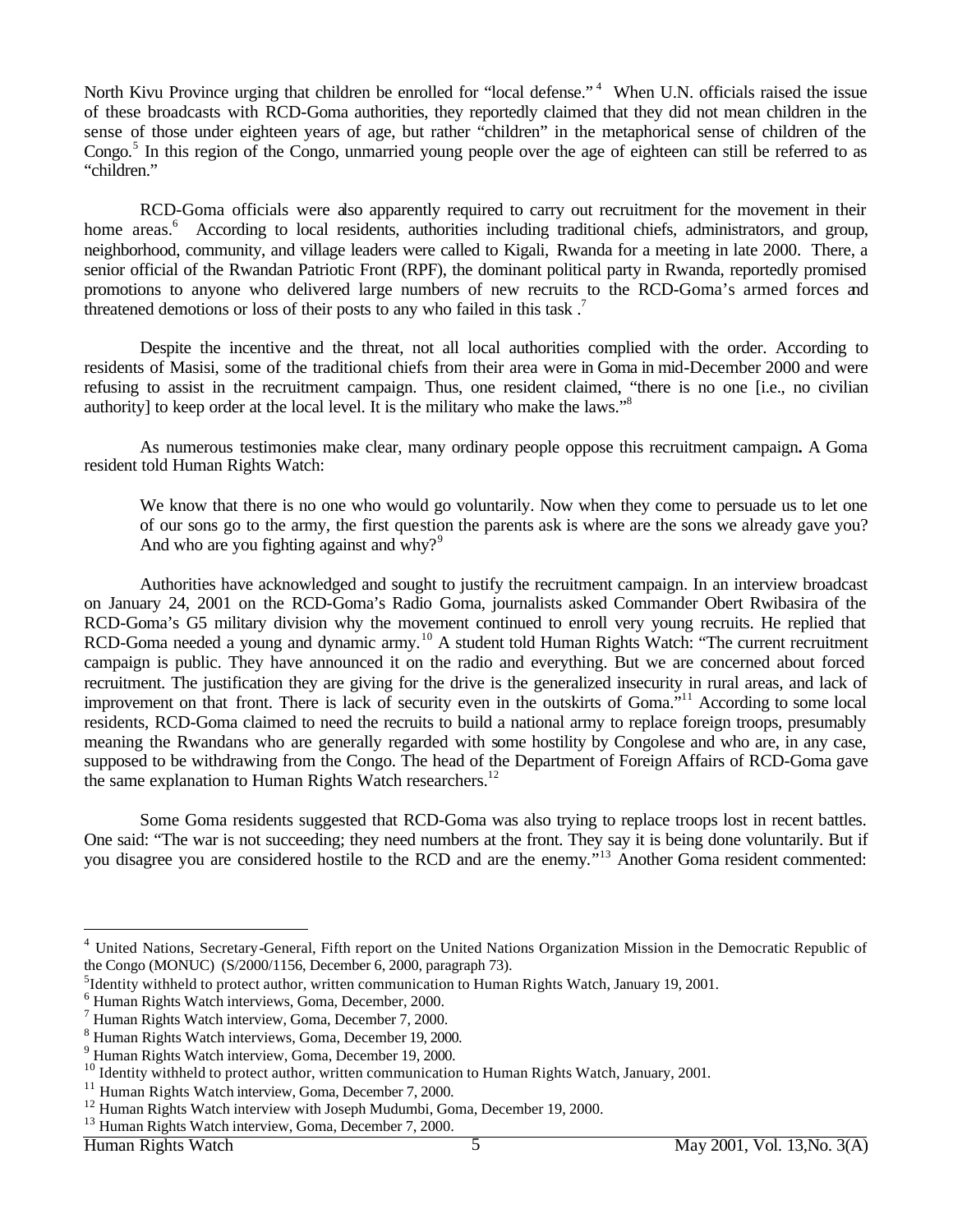North Kivu Province urging that children be enrolled for "local defense."[4] When U.N. officials raised the issue of these broadcasts with RCD-Goma authorities, they reportedly claimed that they did not mean children in the sense of those under eighteen years of age, but rather "children" in the metaphorical sense of children of the Congo.[5] In this region of the Congo, unmarried young people over the age of eighteen can still be referred to as "children."

RCD-Goma officials were also apparently required to carry out recruitment for the movement in their home areas.[6] According to local residents, authorities including traditional chiefs, administrators, and group, neighborhood, community, and village leaders were called to Kigali, Rwanda for a meeting in late 2000. There, a senior official of the Rwandan Patriotic Front (RPF), the dominant political party in Rwanda, reportedly promised promotions to anyone who delivered large numbers of new recruits to the RCD-Goma's armed forces and threatened demotions or loss of their posts to any who failed in this task.[7]

Despite the incentive and the threat, not all local authorities complied with the order. According to residents of Masisi, some of the traditional chiefs from their area were in Goma in mid-December 2000 and were refusing to assist in the recruitment campaign. Thus, one resident claimed, "there is no one [i.e., no civilian authority] to keep order at the local level. It is the military who make the laws."[8]

As numerous testimonies make clear, many ordinary people oppose this recruitment campaign**.** A Goma resident told Human Rights Watch:

> We know that there is no one who would go voluntarily. Now when they come to persuade us to let one of our sons go to the army, the first question the parents ask is where are the sons we already gave you? And who are you fighting against and why?[9]

Authorities have acknowledged and sought to justify the recruitment campaign. In an interview broadcast on January 24, 2001 on the RCD-Goma's Radio Goma, journalists asked Commander Obert Rwibasira of the RCD-Goma's G5 military division why the movement continued to enroll very young recruits. He replied that RCD-Goma needed a young and dynamic army.[10] A student told Human Rights Watch: "The current recruitment campaign is public. They have announced it on the radio and everything. But we are concerned about forced recruitment. The justification they are giving for the drive is the generalized insecurity in rural areas, and lack of improvement on that front. There is lack of security even in the outskirts of Goma."[11] According to some local residents, RCD-Goma claimed to need the recruits to build a national army to replace foreign troops, presumably meaning the Rwandans who are generally regarded with some hostility by Congolese and who are, in any case, supposed to be withdrawing from the Congo. The head of the Department of Foreign Affairs of RCD-Goma gave the same explanation to Human Rights Watch researchers.[12]

Some Goma residents suggested that RCD-Goma was also trying to replace troops lost in recent battles. One said: "The war is not succeeding; they need numbers at the front. They say it is being done voluntarily. But if you disagree you are considered hostile to the RCD and are the enemy."[13] Another Goma resident commented:

---

[4] United Nations, Secretary-General, Fifth report on the United Nations Organization Mission in the Democratic Republic of the Congo (MONUC) (S/2000/1156, December 6, 2000, paragraph 73).

[5] Identity withheld to protect author, written communication to Human Rights Watch, January 19, 2001.

[6] Human Rights Watch interviews, Goma, December, 2000.

[7] Human Rights Watch interview, Goma, December 7, 2000.

[8] Human Rights Watch interviews, Goma, December 19, 2000.

[9] Human Rights Watch interview, Goma, December 19, 2000.

[10] Identity withheld to protect author, written communication to Human Rights Watch, January, 2001.

[11] Human Rights Watch interview, Goma, December 7, 2000.

[12] Human Rights Watch interview with Joseph Mudumbi, Goma, December 19, 2000.

[13] Human Rights Watch interview, Goma, December 7, 2000.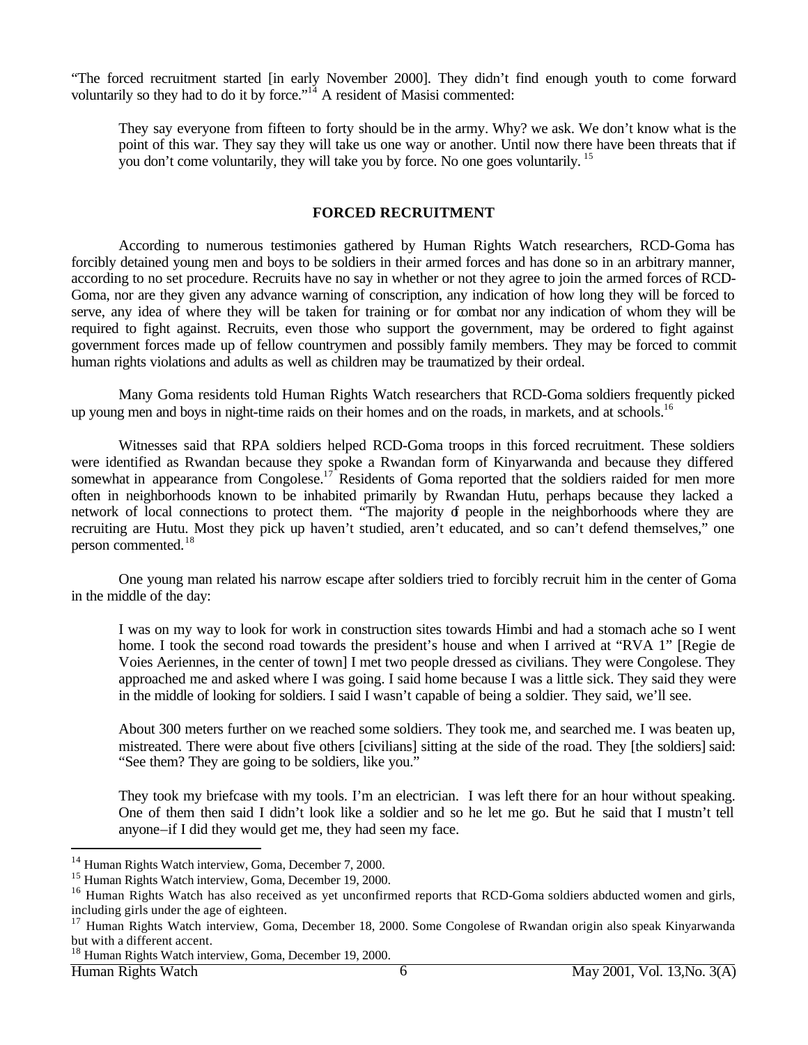"The forced recruitment started [in early November 2000]. They didn't find enough youth to come forward voluntarily so they had to do it by force."[14] A resident of Masisi commented:

> They say everyone from fifteen to forty should be in the army. Why? we ask. We don't know what is the point of this war. They say they will take us one way or another. Until now there have been threats that if you don't come voluntarily, they will take you by force. No one goes voluntarily.[15]

## FORCED RECRUITMENT

According to numerous testimonies gathered by Human Rights Watch researchers, RCD-Goma has forcibly detained young men and boys to be soldiers in their armed forces and has done so in an arbitrary manner, according to no set procedure. Recruits have no say in whether or not they agree to join the armed forces of RCD-Goma, nor are they given any advance warning of conscription, any indication of how long they will be forced to serve, any idea of where they will be taken for training or for combat nor any indication of whom they will be required to fight against. Recruits, even those who support the government, may be ordered to fight against government forces made up of fellow countrymen and possibly family members. They may be forced to commit human rights violations and adults as well as children may be traumatized by their ordeal.

Many Goma residents told Human Rights Watch researchers that RCD-Goma soldiers frequently picked up young men and boys in night-time raids on their homes and on the roads, in markets, and at schools.[16]

Witnesses said that RPA soldiers helped RCD-Goma troops in this forced recruitment. These soldiers were identified as Rwandan because they spoke a Rwandan form of Kinyarwanda and because they differed somewhat in appearance from Congolese.[17] Residents of Goma reported that the soldiers raided for men more often in neighborhoods known to be inhabited primarily by Rwandan Hutu, perhaps because they lacked a network of local connections to protect them. "The majority of people in the neighborhoods where they are recruiting are Hutu. Most they pick up haven't studied, aren't educated, and so can't defend themselves," one person commented.[18]

One young man related his narrow escape after soldiers tried to forcibly recruit him in the center of Goma in the middle of the day:

> I was on my way to look for work in construction sites towards Himbi and had a stomach ache so I went home. I took the second road towards the president's house and when I arrived at "RVA 1" [Regie de Voies Aeriennes, in the center of town] I met two people dressed as civilians. They were Congolese. They approached me and asked where I was going. I said home because I was a little sick. They said they were in the middle of looking for soldiers. I said I wasn't capable of being a soldier. They said, we'll see.
>
> About 300 meters further on we reached some soldiers. They took me, and searched me. I was beaten up, mistreated. There were about five others [civilians] sitting at the side of the road. They [the soldiers] said: "See them? They are going to be soldiers, like you."
>
> They took my briefcase with my tools. I'm an electrician. I was left there for an hour without speaking. One of them then said I didn't look like a soldier and so he let me go. But he said that I mustn't tell anyone–if I did they would get me, they had seen my face.

---

[14] Human Rights Watch interview, Goma, December 7, 2000.

[15] Human Rights Watch interview, Goma, December 19, 2000.

[16] Human Rights Watch has also received as yet unconfirmed reports that RCD-Goma soldiers abducted women and girls, including girls under the age of eighteen.

[17] Human Rights Watch interview, Goma, December 18, 2000. Some Congolese of Rwandan origin also speak Kinyarwanda but with a different accent.

[18] Human Rights Watch interview, Goma, December 19, 2000.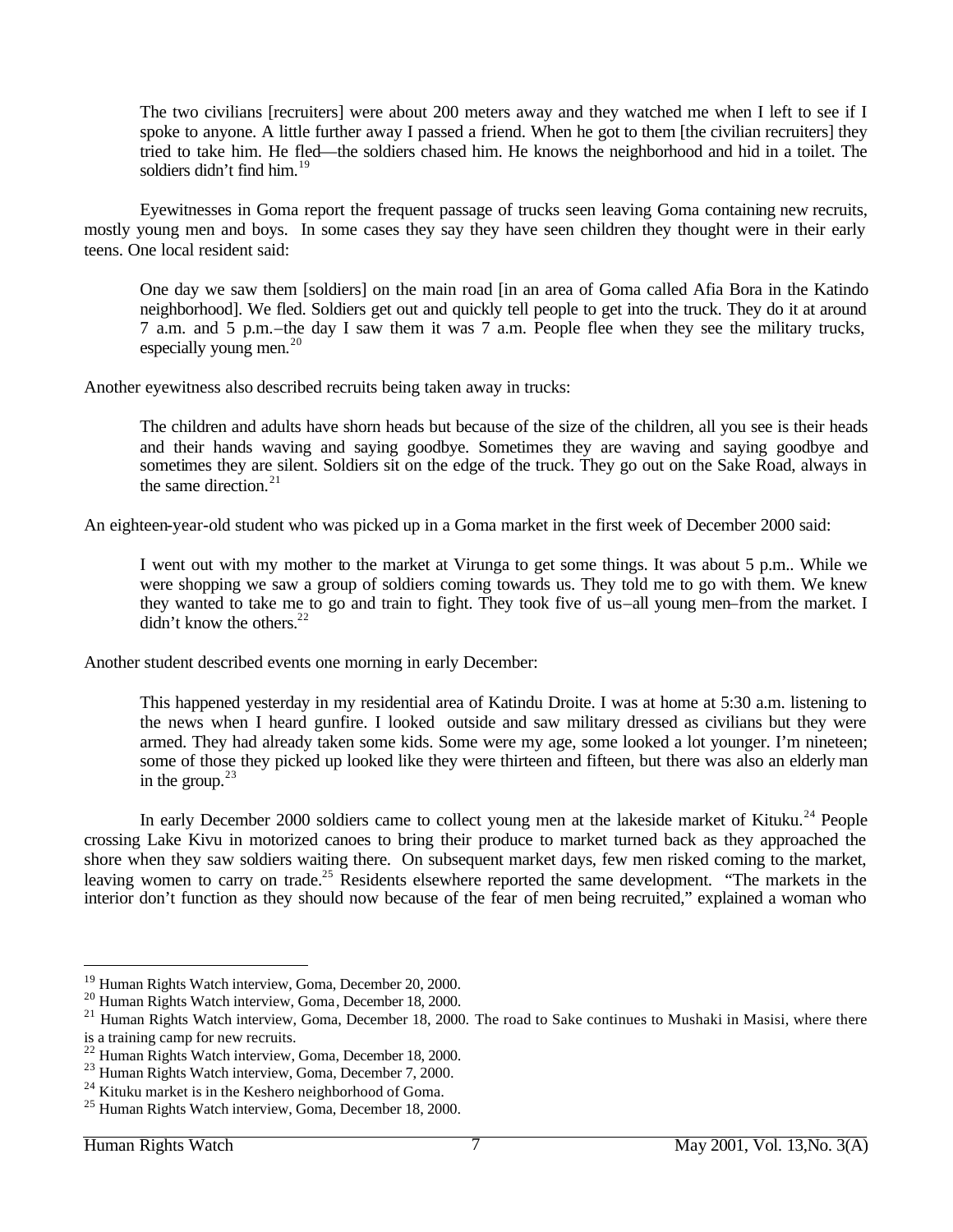> The two civilians [recruiters] were about 200 meters away and they watched me when I left to see if I spoke to anyone. A little further away I passed a friend. When he got to them [the civilian recruiters] they tried to take him. He fled—the soldiers chased him. He knows the neighborhood and hid in a toilet. The soldiers didn't find him.[19]

Eyewitnesses in Goma report the frequent passage of trucks seen leaving Goma containing new recruits, mostly young men and boys. In some cases they say they have seen children they thought were in their early teens. One local resident said:

> One day we saw them [soldiers] on the main road [in an area of Goma called Afia Bora in the Katindo neighborhood]. We fled. Soldiers get out and quickly tell people to get into the truck. They do it at around 7 a.m. and 5 p.m.–the day I saw them it was 7 a.m. People flee when they see the military trucks, especially young men.[20]

Another eyewitness also described recruits being taken away in trucks:

> The children and adults have shorn heads but because of the size of the children, all you see is their heads and their hands waving and saying goodbye. Sometimes they are waving and saying goodbye and sometimes they are silent. Soldiers sit on the edge of the truck. They go out on the Sake Road, always in the same direction.[21]

An eighteen-year-old student who was picked up in a Goma market in the first week of December 2000 said:

> I went out with my mother to the market at Virunga to get some things. It was about 5 p.m.. While we were shopping we saw a group of soldiers coming towards us. They told me to go with them. We knew they wanted to take me to go and train to fight. They took five of us–all young men–from the market. I didn't know the others.[22]

Another student described events one morning in early December:

> This happened yesterday in my residential area of Katindu Droite. I was at home at 5:30 a.m. listening to the news when I heard gunfire. I looked outside and saw military dressed as civilians but they were armed. They had already taken some kids. Some were my age, some looked a lot younger. I'm nineteen; some of those they picked up looked like they were thirteen and fifteen, but there was also an elderly man in the group.[23]

In early December 2000 soldiers came to collect young men at the lakeside market of Kituku.[24] People crossing Lake Kivu in motorized canoes to bring their produce to market turned back as they approached the shore when they saw soldiers waiting there. On subsequent market days, few men risked coming to the market, leaving women to carry on trade.[25] Residents elsewhere reported the same development. "The markets in the interior don't function as they should now because of the fear of men being recruited," explained a woman who

---

[19] Human Rights Watch interview, Goma, December 20, 2000.

[20] Human Rights Watch interview, Goma, December 18, 2000.

[21] Human Rights Watch interview, Goma, December 18, 2000. The road to Sake continues to Mushaki in Masisi, where there is a training camp for new recruits.

[22] Human Rights Watch interview, Goma, December 18, 2000.

[23] Human Rights Watch interview, Goma, December 7, 2000.

[24] Kituku market is in the Keshero neighborhood of Goma.

[25] Human Rights Watch interview, Goma, December 18, 2000.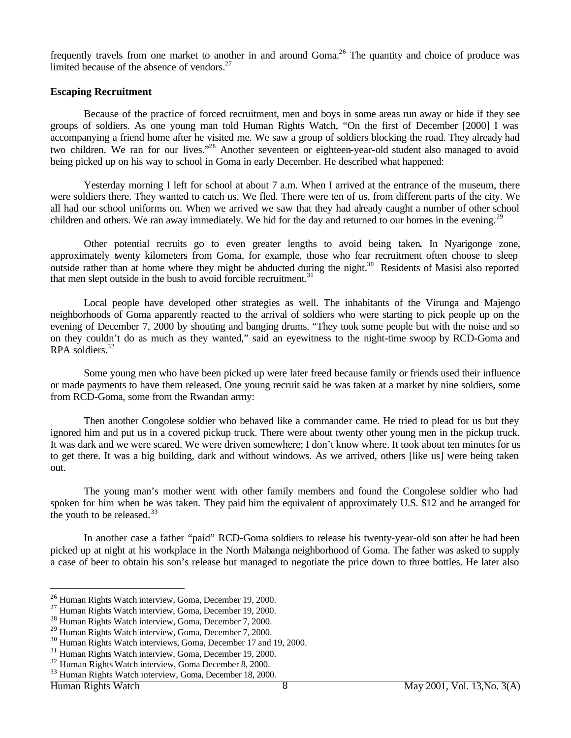frequently travels from one market to another in and around Goma.[26] The quantity and choice of produce was limited because of the absence of vendors.[27]

**Escaping Recruitment**

Because of the practice of forced recruitment, men and boys in some areas run away or hide if they see groups of soldiers. As one young man told Human Rights Watch, "On the first of December [2000] I was accompanying a friend home after he visited me. We saw a group of soldiers blocking the road. They already had two children. We ran for our lives."[28] Another seventeen or eighteen-year-old student also managed to avoid being picked up on his way to school in Goma in early December. He described what happened:

> Yesterday morning I left for school at about 7 a.m. When I arrived at the entrance of the museum, there were soldiers there. They wanted to catch us. We fled. There were ten of us, from different parts of the city. We all had our school uniforms on. When we arrived we saw that they had already caught a number of other school children and others. We ran away immediately. We hid for the day and returned to our homes in the evening.[29]

Other potential recruits go to even greater lengths to avoid being taken**.** In Nyarigonge zone, approximately twenty kilometers from Goma, for example, those who fear recruitment often choose to sleep outside rather than at home where they might be abducted during the night.[30] Residents of Masisi also reported that men slept outside in the bush to avoid forcible recruitment.[31]

Local people have developed other strategies as well. The inhabitants of the Virunga and Majengo neighborhoods of Goma apparently reacted to the arrival of soldiers who were starting to pick people up on the evening of December 7, 2000 by shouting and banging drums. "They took some people but with the noise and so on they couldn't do as much as they wanted," said an eyewitness to the night-time swoop by RCD-Goma and RPA soldiers.[32]

Some young men who have been picked up were later freed because family or friends used their influence or made payments to have them released. One young recruit said he was taken at a market by nine soldiers, some from RCD-Goma, some from the Rwandan army:

> Then another Congolese soldier who behaved like a commander came. He tried to plead for us but they ignored him and put us in a covered pickup truck. There were about twenty other young men in the pickup truck. It was dark and we were scared. We were driven somewhere; I don't know where. It took about ten minutes for us to get there. It was a big building, dark and without windows. As we arrived, others [like us] were being taken out.

The young man's mother went with other family members and found the Congolese soldier who had spoken for him when he was taken. They paid him the equivalent of approximately U.S. $12 and he arranged for the youth to be released.[33]

In another case a father "paid" RCD-Goma soldiers to release his twenty-year-old son after he had been picked up at night at his workplace in the North Mabanga neighborhood of Goma. The father was asked to supply a case of beer to obtain his son's release but managed to negotiate the price down to three bottles. He later also

---

[26] Human Rights Watch interview, Goma, December 19, 2000.
[27] Human Rights Watch interview, Goma, December 19, 2000.
[28] Human Rights Watch interview, Goma, December 7, 2000.
[29] Human Rights Watch interview, Goma, December 7, 2000.
[30] Human Rights Watch interviews, Goma, December 17 and 19, 2000.
[31] Human Rights Watch interview, Goma, December 19, 2000.
[32] Human Rights Watch interview, Goma December 8, 2000.
[33] Human Rights Watch interview, Goma, December 18, 2000.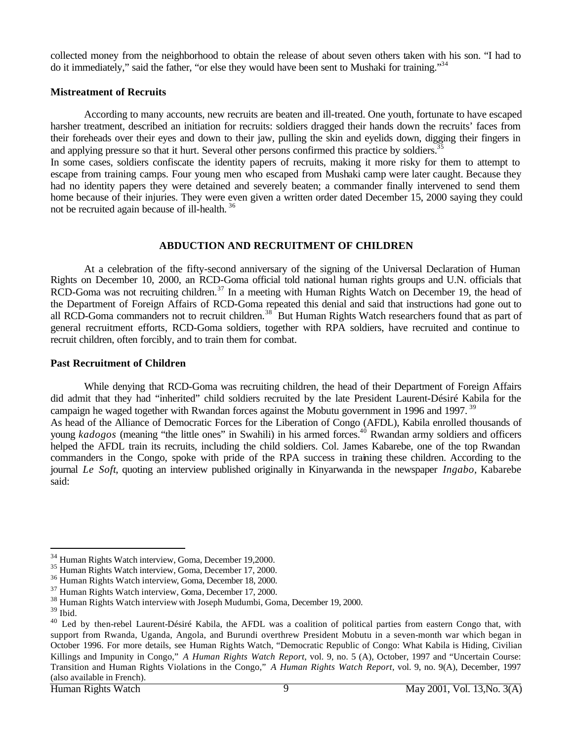collected money from the neighborhood to obtain the release of about seven others taken with his son. "I had to do it immediately," said the father, "or else they would have been sent to Mushaki for training."[34]

**Mistreatment of Recruits**

According to many accounts, new recruits are beaten and ill-treated. One youth, fortunate to have escaped harsher treatment, described an initiation for recruits: soldiers dragged their hands down the recruits' faces from their foreheads over their eyes and down to their jaw, pulling the skin and eyelids down, digging their fingers in and applying pressure so that it hurt. Several other persons confirmed this practice by soldiers.[35]

In some cases, soldiers confiscate the identity papers of recruits, making it more risky for them to attempt to escape from training camps. Four young men who escaped from Mushaki camp were later caught. Because they had no identity papers they were detained and severely beaten; a commander finally intervened to send them home because of their injuries. They were even given a written order dated December 15, 2000 saying they could not be recruited again because of ill-health.[36]

## ABDUCTION AND RECRUITMENT OF CHILDREN

At a celebration of the fifty-second anniversary of the signing of the Universal Declaration of Human Rights on December 10, 2000, an RCD-Goma official told national human rights groups and U.N. officials that RCD-Goma was not recruiting children.[37] In a meeting with Human Rights Watch on December 19, the head of the Department of Foreign Affairs of RCD-Goma repeated this denial and said that instructions had gone out to all RCD-Goma commanders not to recruit children.[38] But Human Rights Watch researchers found that as part of general recruitment efforts, RCD-Goma soldiers, together with RPA soldiers, have recruited and continue to recruit children, often forcibly, and to train them for combat.

**Past Recruitment of Children**

While denying that RCD-Goma was recruiting children, the head of their Department of Foreign Affairs did admit that they had "inherited" child soldiers recruited by the late President Laurent-Désiré Kabila for the campaign he waged together with Rwandan forces against the Mobutu government in 1996 and 1997.[39]

As head of the Alliance of Democratic Forces for the Liberation of Congo (AFDL), Kabila enrolled thousands of young *kadogos* (meaning "the little ones" in Swahili) in his armed forces.[40] Rwandan army soldiers and officers helped the AFDL train its recruits, including the child soldiers. Col. James Kabarebe, one of the top Rwandan commanders in the Congo, spoke with pride of the RPA success in training these children. According to the journal *Le Soft*, quoting an interview published originally in Kinyarwanda in the newspaper *Ingabo*, Kabarebe said:

---

[34] Human Rights Watch interview, Goma, December 19,2000.

[35] Human Rights Watch interview, Goma, December 17, 2000.

[36] Human Rights Watch interview, Goma, December 18, 2000.

[37] Human Rights Watch interview, Goma, December 17, 2000.

[38] Human Rights Watch interview with Joseph Mudumbi, Goma, December 19, 2000.

[39] Ibid.

[40] Led by then-rebel Laurent-Désiré Kabila, the AFDL was a coalition of political parties from eastern Congo that, with support from Rwanda, Uganda, Angola, and Burundi overthrew President Mobutu in a seven-month war which began in October 1996. For more details, see Human Rights Watch, "Democratic Republic of Congo: What Kabila is Hiding, Civilian Killings and Impunity in Congo," *A Human Rights Watch Report*, vol. 9, no. 5 (A), October, 1997 and "Uncertain Course: Transition and Human Rights Violations in the Congo," *A Human Rights Watch Report*, vol. 9, no. 9(A), December, 1997 (also available in French).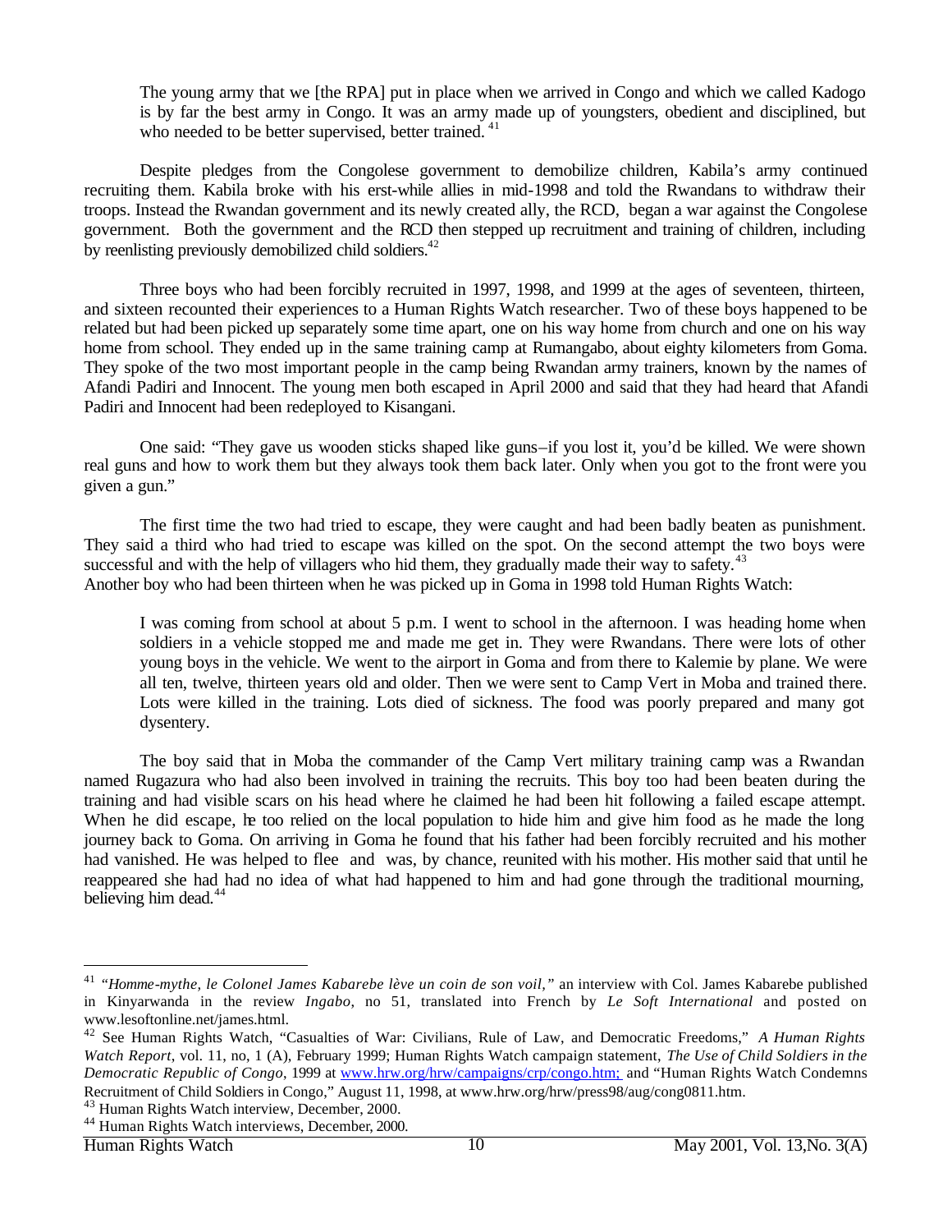> The young army that we [the RPA] put in place when we arrived in Congo and which we called Kadogo is by far the best army in Congo. It was an army made up of youngsters, obedient and disciplined, but who needed to be better supervised, better trained.[41]

Despite pledges from the Congolese government to demobilize children, Kabila's army continued recruiting them. Kabila broke with his erst-while allies in mid-1998 and told the Rwandans to withdraw their troops. Instead the Rwandan government and its newly created ally, the RCD, began a war against the Congolese government. Both the government and the RCD then stepped up recruitment and training of children, including by reenlisting previously demobilized child soldiers.[42]

Three boys who had been forcibly recruited in 1997, 1998, and 1999 at the ages of seventeen, thirteen, and sixteen recounted their experiences to a Human Rights Watch researcher. Two of these boys happened to be related but had been picked up separately some time apart, one on his way home from church and one on his way home from school. They ended up in the same training camp at Rumangabo, about eighty kilometers from Goma. They spoke of the two most important people in the camp being Rwandan army trainers, known by the names of Afandi Padiri and Innocent. The young men both escaped in April 2000 and said that they had heard that Afandi Padiri and Innocent had been redeployed to Kisangani.

One said: "They gave us wooden sticks shaped like guns–if you lost it, you'd be killed. We were shown real guns and how to work them but they always took them back later. Only when you got to the front were you given a gun."

The first time the two had tried to escape, they were caught and had been badly beaten as punishment. They said a third who had tried to escape was killed on the spot. On the second attempt the two boys were successful and with the help of villagers who hid them, they gradually made their way to safety.[43]
Another boy who had been thirteen when he was picked up in Goma in 1998 told Human Rights Watch:

> I was coming from school at about 5 p.m. I went to school in the afternoon. I was heading home when soldiers in a vehicle stopped me and made me get in. They were Rwandans. There were lots of other young boys in the vehicle. We went to the airport in Goma and from there to Kalemie by plane. We were all ten, twelve, thirteen years old and older. Then we were sent to Camp Vert in Moba and trained there. Lots were killed in the training. Lots died of sickness. The food was poorly prepared and many got dysentery.

The boy said that in Moba the commander of the Camp Vert military training camp was a Rwandan named Rugazura who had also been involved in training the recruits. This boy too had been beaten during the training and had visible scars on his head where he claimed he had been hit following a failed escape attempt. When he did escape, he too relied on the local population to hide him and give him food as he made the long journey back to Goma. On arriving in Goma he found that his father had been forcibly recruited and his mother had vanished. He was helped to flee and was, by chance, reunited with his mother. His mother said that until he reappeared she had had no idea of what had happened to him and had gone through the traditional mourning, believing him dead.[44]

---

[41] *"Homme-mythe, le Colonel James Kabarebe lève un coin de son voil,"* an interview with Col. James Kabarebe published in Kinyarwanda in the review *Ingabo*, no 51, translated into French by *Le Soft International* and posted on www.lesoftonline.net/james.html.

[42] See Human Rights Watch, "Casualties of War: Civilians, Rule of Law, and Democratic Freedoms," *A Human Rights Watch Report*, vol. 11, no, 1 (A), February 1999; Human Rights Watch campaign statement, *The Use of Child Soldiers in the Democratic Republic of Congo*, 1999 at www.hrw.org/hrw/campaigns/crp/congo.htm; and "Human Rights Watch Condemns Recruitment of Child Soldiers in Congo," August 11, 1998, at www.hrw.org/hrw/press98/aug/cong0811.htm.

[43] Human Rights Watch interview, December, 2000.

[44] Human Rights Watch interviews, December, 2000.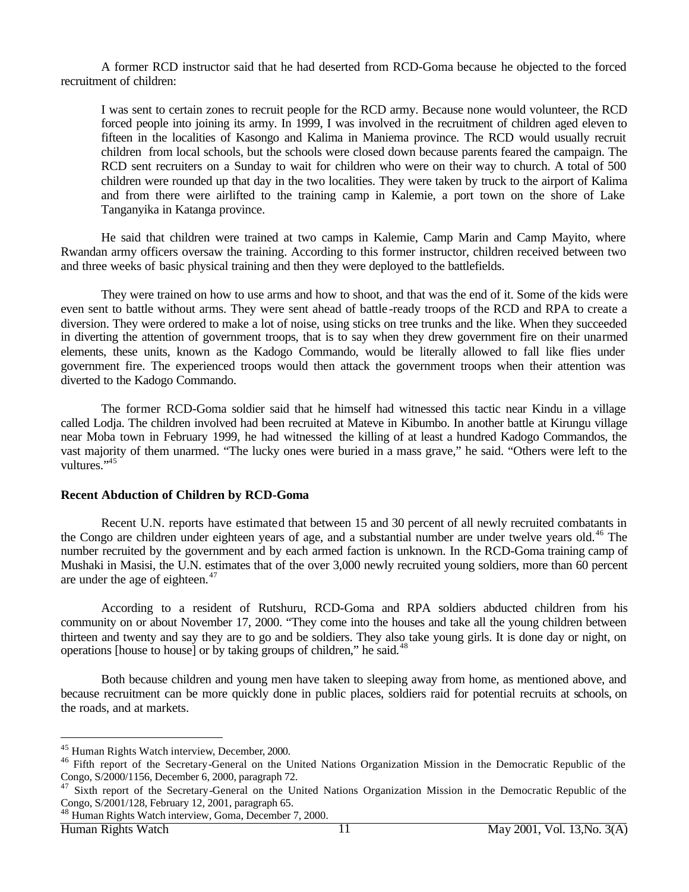A former RCD instructor said that he had deserted from RCD-Goma because he objected to the forced recruitment of children:

> I was sent to certain zones to recruit people for the RCD army. Because none would volunteer, the RCD forced people into joining its army. In 1999, I was involved in the recruitment of children aged eleven to fifteen in the localities of Kasongo and Kalima in Maniema province. The RCD would usually recruit children from local schools, but the schools were closed down because parents feared the campaign. The RCD sent recruiters on a Sunday to wait for children who were on their way to church. A total of 500 children were rounded up that day in the two localities. They were taken by truck to the airport of Kalima and from there were airlifted to the training camp in Kalemie, a port town on the shore of Lake Tanganyika in Katanga province.

He said that children were trained at two camps in Kalemie, Camp Marin and Camp Mayito, where Rwandan army officers oversaw the training. According to this former instructor, children received between two and three weeks of basic physical training and then they were deployed to the battlefields.

They were trained on how to use arms and how to shoot, and that was the end of it. Some of the kids were even sent to battle without arms. They were sent ahead of battle-ready troops of the RCD and RPA to create a diversion. They were ordered to make a lot of noise, using sticks on tree trunks and the like. When they succeeded in diverting the attention of government troops, that is to say when they drew government fire on their unarmed elements, these units, known as the Kadogo Commando, would be literally allowed to fall like flies under government fire. The experienced troops would then attack the government troops when their attention was diverted to the Kadogo Commando.

The former RCD-Goma soldier said that he himself had witnessed this tactic near Kindu in a village called Lodja. The children involved had been recruited at Mateve in Kibumbo. In another battle at Kirungu village near Moba town in February 1999, he had witnessed the killing of at least a hundred Kadogo Commandos, the vast majority of them unarmed. "The lucky ones were buried in a mass grave," he said. "Others were left to the vultures."[45]

### Recent Abduction of Children by RCD-Goma

Recent U.N. reports have estimated that between 15 and 30 percent of all newly recruited combatants in the Congo are children under eighteen years of age, and a substantial number are under twelve years old.[46] The number recruited by the government and by each armed faction is unknown. In the RCD-Goma training camp of Mushaki in Masisi, the U.N. estimates that of the over 3,000 newly recruited young soldiers, more than 60 percent are under the age of eighteen.[47]

According to a resident of Rutshuru, RCD-Goma and RPA soldiers abducted children from his community on or about November 17, 2000. "They come into the houses and take all the young children between thirteen and twenty and say they are to go and be soldiers. They also take young girls. It is done day or night, on operations [house to house] or by taking groups of children," he said.[48]

Both because children and young men have taken to sleeping away from home, as mentioned above, and because recruitment can be more quickly done in public places, soldiers raid for potential recruits at schools, on the roads, and at markets.

---

[45] Human Rights Watch interview, December, 2000.

[46] Fifth report of the Secretary-General on the United Nations Organization Mission in the Democratic Republic of the Congo, S/2000/1156, December 6, 2000, paragraph 72.

[47] Sixth report of the Secretary-General on the United Nations Organization Mission in the Democratic Republic of the Congo, S/2001/128, February 12, 2001, paragraph 65.

[48] Human Rights Watch interview, Goma, December 7, 2000.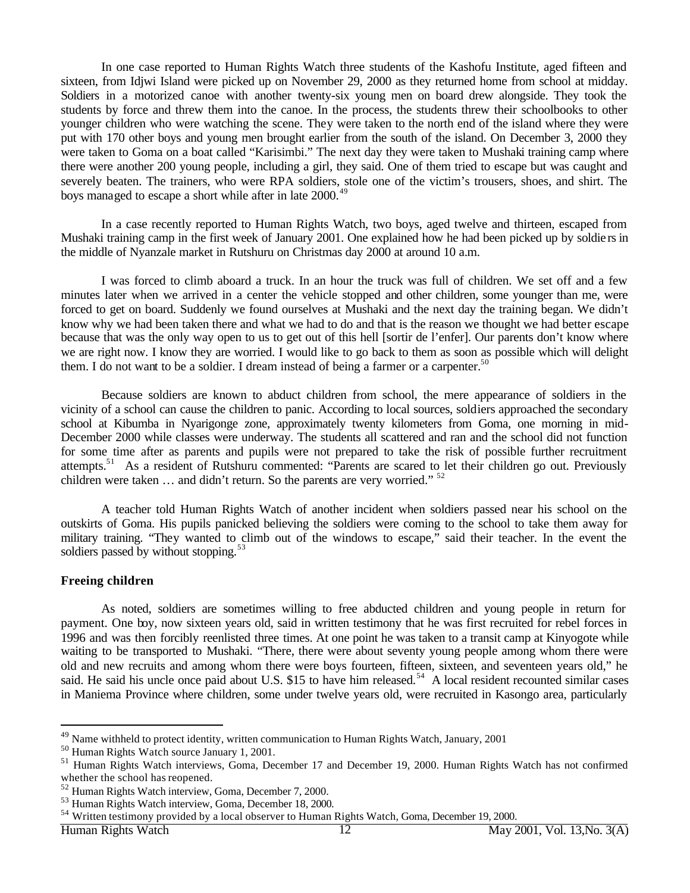In one case reported to Human Rights Watch three students of the Kashofu Institute, aged fifteen and sixteen, from Idjwi Island were picked up on November 29, 2000 as they returned home from school at midday. Soldiers in a motorized canoe with another twenty-six young men on board drew alongside. They took the students by force and threw them into the canoe. In the process, the students threw their schoolbooks to other younger children who were watching the scene. They were taken to the north end of the island where they were put with 170 other boys and young men brought earlier from the south of the island. On December 3, 2000 they were taken to Goma on a boat called "Karisimbi." The next day they were taken to Mushaki training camp where there were another 200 young people, including a girl, they said. One of them tried to escape but was caught and severely beaten. The trainers, who were RPA soldiers, stole one of the victim's trousers, shoes, and shirt. The boys managed to escape a short while after in late 2000.[49]

In a case recently reported to Human Rights Watch, two boys, aged twelve and thirteen, escaped from Mushaki training camp in the first week of January 2001. One explained how he had been picked up by soldiers in the middle of Nyanzale market in Rutshuru on Christmas day 2000 at around 10 a.m.

> I was forced to climb aboard a truck. In an hour the truck was full of children. We set off and a few minutes later when we arrived in a center the vehicle stopped and other children, some younger than me, were forced to get on board. Suddenly we found ourselves at Mushaki and the next day the training began. We didn't know why we had been taken there and what we had to do and that is the reason we thought we had better escape because that was the only way open to us to get out of this hell [sortir de l'enfer]. Our parents don't know where we are right now. I know they are worried. I would like to go back to them as soon as possible which will delight them. I do not want to be a soldier. I dream instead of being a farmer or a carpenter.[50]

Because soldiers are known to abduct children from school, the mere appearance of soldiers in the vicinity of a school can cause the children to panic. According to local sources, soldiers approached the secondary school at Kibumba in Nyarigonge zone, approximately twenty kilometers from Goma, one morning in mid-December 2000 while classes were underway. The students all scattered and ran and the school did not function for some time after as parents and pupils were not prepared to take the risk of possible further recruitment attempts.[51] As a resident of Rutshuru commented: "Parents are scared to let their children go out. Previously children were taken … and didn't return. So the parents are very worried."[52]

A teacher told Human Rights Watch of another incident when soldiers passed near his school on the outskirts of Goma. His pupils panicked believing the soldiers were coming to the school to take them away for military training. "They wanted to climb out of the windows to escape," said their teacher. In the event the soldiers passed by without stopping.[53]

### Freeing children

As noted, soldiers are sometimes willing to free abducted children and young people in return for payment. One boy, now sixteen years old, said in written testimony that he was first recruited for rebel forces in 1996 and was then forcibly reenlisted three times. At one point he was taken to a transit camp at Kinyogote while waiting to be transported to Mushaki. "There, there were about seventy young people among whom there were old and new recruits and among whom there were boys fourteen, fifteen, sixteen, and seventeen years old," he said. He said his uncle once paid about U.S. $15 to have him released.[54] A local resident recounted similar cases in Maniema Province where children, some under twelve years old, were recruited in Kasongo area, particularly

---

[49] Name withheld to protect identity, written communication to Human Rights Watch, January, 2001

[50] Human Rights Watch source January 1, 2001.

[51] Human Rights Watch interviews, Goma, December 17 and December 19, 2000. Human Rights Watch has not confirmed whether the school has reopened.

[52] Human Rights Watch interview, Goma, December 7, 2000.

[53] Human Rights Watch interview, Goma, December 18, 2000.

[54] Written testimony provided by a local observer to Human Rights Watch, Goma, December 19, 2000.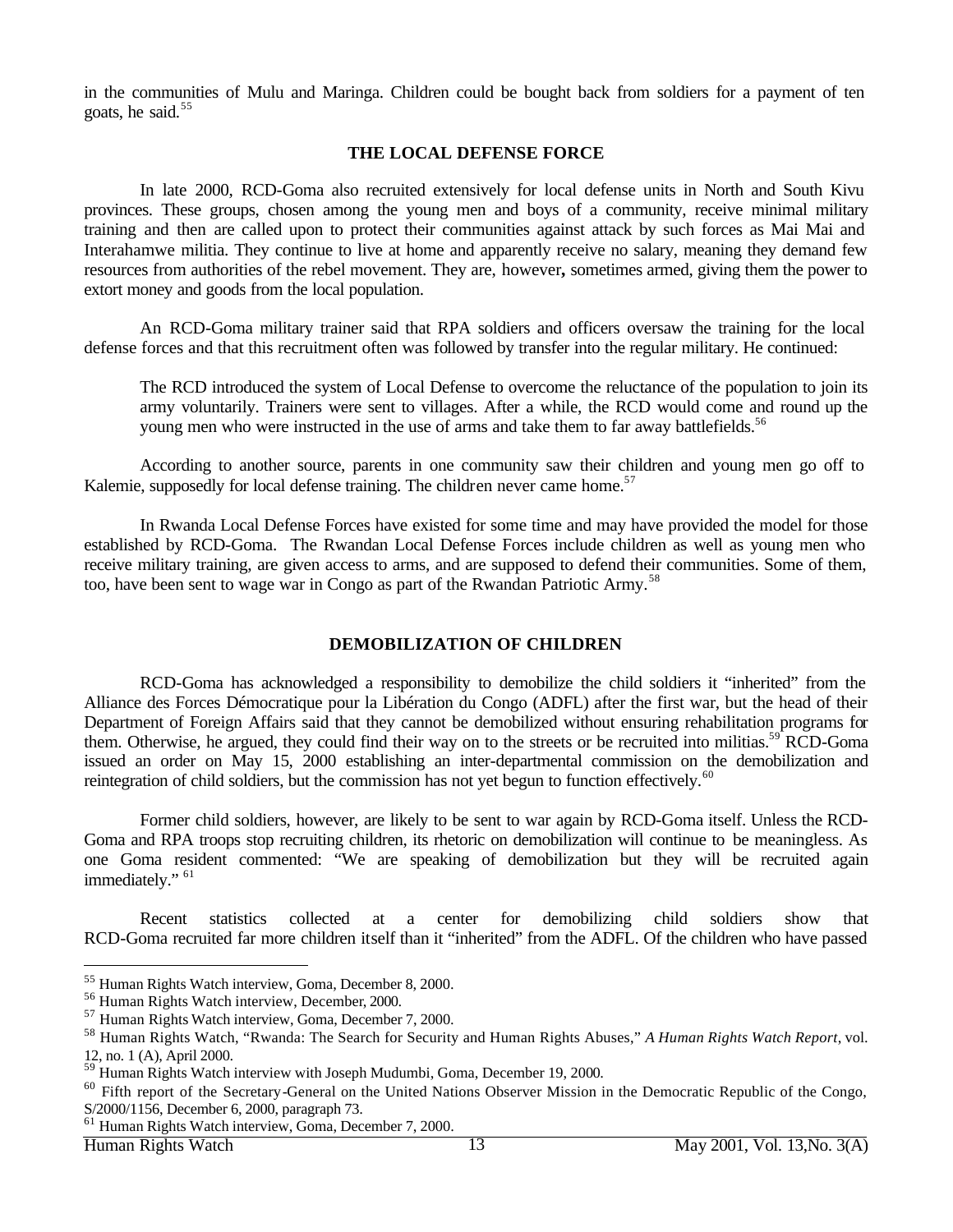in the communities of Mulu and Maringa. Children could be bought back from soldiers for a payment of ten goats, he said.[55]

## THE LOCAL DEFENSE FORCE

In late 2000, RCD-Goma also recruited extensively for local defense units in North and South Kivu provinces. These groups, chosen among the young men and boys of a community, receive minimal military training and then are called upon to protect their communities against attack by such forces as Mai Mai and Interahamwe militia. They continue to live at home and apparently receive no salary, meaning they demand few resources from authorities of the rebel movement. They are, however, sometimes armed, giving them the power to extort money and goods from the local population.

An RCD-Goma military trainer said that RPA soldiers and officers oversaw the training for the local defense forces and that this recruitment often was followed by transfer into the regular military. He continued:

> The RCD introduced the system of Local Defense to overcome the reluctance of the population to join its army voluntarily. Trainers were sent to villages. After a while, the RCD would come and round up the young men who were instructed in the use of arms and take them to far away battlefields.[56]

According to another source, parents in one community saw their children and young men go off to Kalemie, supposedly for local defense training. The children never came home.[57]

In Rwanda Local Defense Forces have existed for some time and may have provided the model for those established by RCD-Goma. The Rwandan Local Defense Forces include children as well as young men who receive military training, are given access to arms, and are supposed to defend their communities. Some of them, too, have been sent to wage war in Congo as part of the Rwandan Patriotic Army.[58]

## DEMOBILIZATION OF CHILDREN

RCD-Goma has acknowledged a responsibility to demobilize the child soldiers it "inherited" from the Alliance des Forces Démocratique pour la Libération du Congo (ADFL) after the first war, but the head of their Department of Foreign Affairs said that they cannot be demobilized without ensuring rehabilitation programs for them. Otherwise, he argued, they could find their way on to the streets or be recruited into militias.[59] RCD-Goma issued an order on May 15, 2000 establishing an inter-departmental commission on the demobilization and reintegration of child soldiers, but the commission has not yet begun to function effectively.[60]

Former child soldiers, however, are likely to be sent to war again by RCD-Goma itself. Unless the RCD-Goma and RPA troops stop recruiting children, its rhetoric on demobilization will continue to be meaningless. As one Goma resident commented: "We are speaking of demobilization but they will be recruited again immediately." [61]

Recent statistics collected at a center for demobilizing child soldiers show that RCD-Goma recruited far more children itself than it "inherited" from the ADFL. Of the children who have passed

---

[55] Human Rights Watch interview, Goma, December 8, 2000.

[56] Human Rights Watch interview, December, 2000.

[57] Human Rights Watch interview, Goma, December 7, 2000.

[58] Human Rights Watch, "Rwanda: The Search for Security and Human Rights Abuses," *A Human Rights Watch Report*, vol. 12, no. 1 (A), April 2000.

[59] Human Rights Watch interview with Joseph Mudumbi, Goma, December 19, 2000.

[60] Fifth report of the Secretary-General on the United Nations Observer Mission in the Democratic Republic of the Congo, S/2000/1156, December 6, 2000, paragraph 73.

[61] Human Rights Watch interview, Goma, December 7, 2000.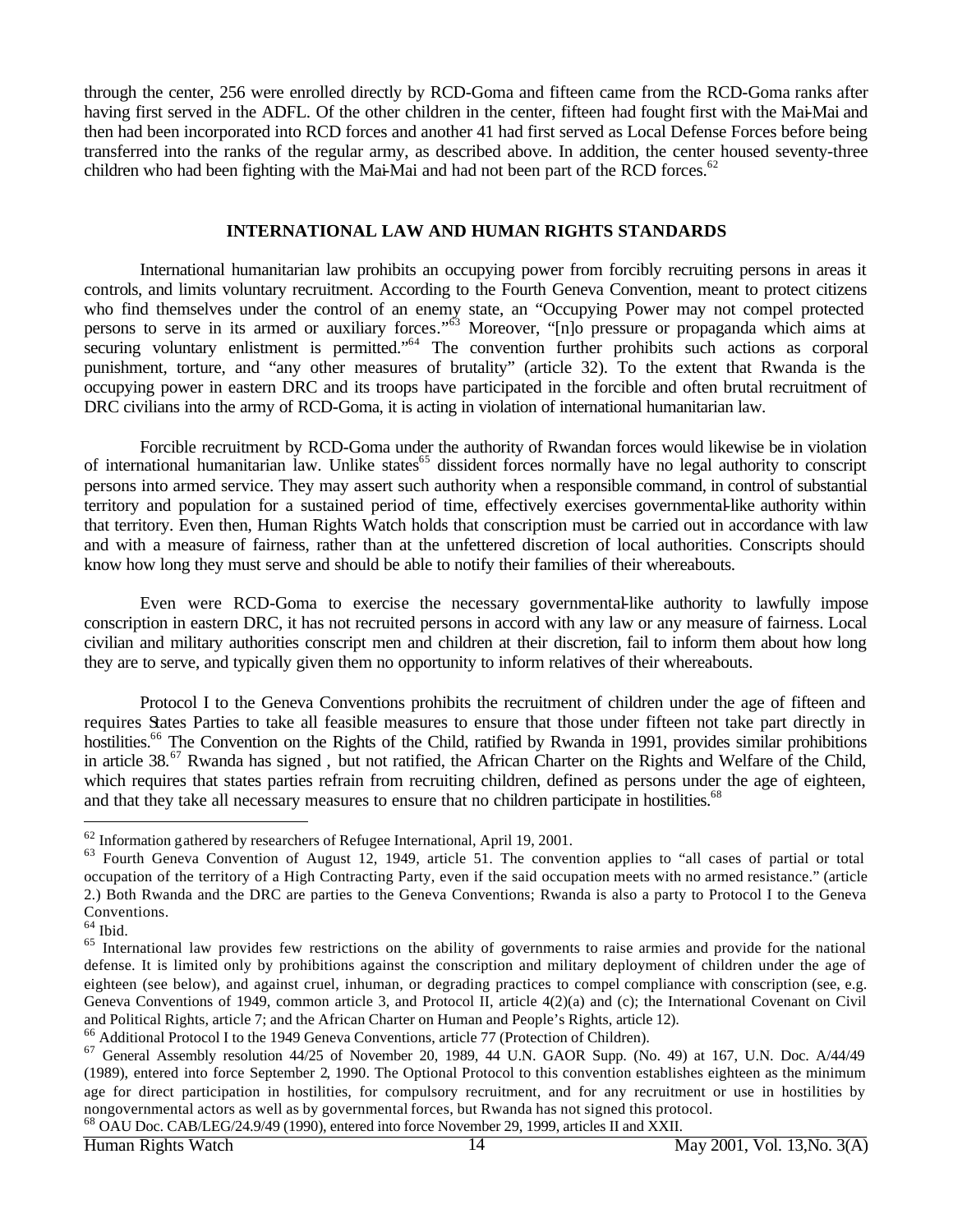through the center, 256 were enrolled directly by RCD-Goma and fifteen came from the RCD-Goma ranks after having first served in the ADFL. Of the other children in the center, fifteen had fought first with the Mai-Mai and then had been incorporated into RCD forces and another 41 had first served as Local Defense Forces before being transferred into the ranks of the regular army, as described above. In addition, the center housed seventy-three children who had been fighting with the Mai-Mai and had not been part of the RCD forces.[62]

## INTERNATIONAL LAW AND HUMAN RIGHTS STANDARDS

International humanitarian law prohibits an occupying power from forcibly recruiting persons in areas it controls, and limits voluntary recruitment. According to the Fourth Geneva Convention, meant to protect citizens who find themselves under the control of an enemy state, an "Occupying Power may not compel protected persons to serve in its armed or auxiliary forces."[63] Moreover, "[n]o pressure or propaganda which aims at securing voluntary enlistment is permitted."[64] The convention further prohibits such actions as corporal punishment, torture, and "any other measures of brutality" (article 32). To the extent that Rwanda is the occupying power in eastern DRC and its troops have participated in the forcible and often brutal recruitment of DRC civilians into the army of RCD-Goma, it is acting in violation of international humanitarian law.

Forcible recruitment by RCD-Goma under the authority of Rwandan forces would likewise be in violation of international humanitarian law. Unlike states[65] dissident forces normally have no legal authority to conscript persons into armed service. They may assert such authority when a responsible command, in control of substantial territory and population for a sustained period of time, effectively exercises governmental-like authority within that territory. Even then, Human Rights Watch holds that conscription must be carried out in accordance with law and with a measure of fairness, rather than at the unfettered discretion of local authorities. Conscripts should know how long they must serve and should be able to notify their families of their whereabouts.

Even were RCD-Goma to exercise the necessary governmental-like authority to lawfully impose conscription in eastern DRC, it has not recruited persons in accord with any law or any measure of fairness. Local civilian and military authorities conscript men and children at their discretion, fail to inform them about how long they are to serve, and typically given them no opportunity to inform relatives of their whereabouts.

Protocol I to the Geneva Conventions prohibits the recruitment of children under the age of fifteen and requires States Parties to take all feasible measures to ensure that those under fifteen not take part directly in hostilities.[66] The Convention on the Rights of the Child, ratified by Rwanda in 1991, provides similar prohibitions in article 38.[67] Rwanda has signed , but not ratified, the African Charter on the Rights and Welfare of the Child, which requires that states parties refrain from recruiting children, defined as persons under the age of eighteen, and that they take all necessary measures to ensure that no children participate in hostilities.[68]

---

[62] Information gathered by researchers of Refugee International, April 19, 2001.

[63] Fourth Geneva Convention of August 12, 1949, article 51. The convention applies to "all cases of partial or total occupation of the territory of a High Contracting Party, even if the said occupation meets with no armed resistance." (article 2.) Both Rwanda and the DRC are parties to the Geneva Conventions; Rwanda is also a party to Protocol I to the Geneva Conventions.

[64] Ibid.

[65] International law provides few restrictions on the ability of governments to raise armies and provide for the national defense. It is limited only by prohibitions against the conscription and military deployment of children under the age of eighteen (see below), and against cruel, inhuman, or degrading practices to compel compliance with conscription (see, e.g. Geneva Conventions of 1949, common article 3, and Protocol II, article 4(2)(a) and (c); the International Covenant on Civil and Political Rights, article 7; and the African Charter on Human and People's Rights, article 12).

[66] Additional Protocol I to the 1949 Geneva Conventions, article 77 (Protection of Children).

[67] General Assembly resolution 44/25 of November 20, 1989, 44 U.N. GAOR Supp. (No. 49) at 167, U.N. Doc. A/44/49 (1989), entered into force September 2, 1990. The Optional Protocol to this convention establishes eighteen as the minimum age for direct participation in hostilities, for compulsory recruitment, and for any recruitment or use in hostilities by nongovernmental actors as well as by governmental forces, but Rwanda has not signed this protocol.

[68] OAU Doc. CAB/LEG/24.9/49 (1990), entered into force November 29, 1999, articles II and XXII.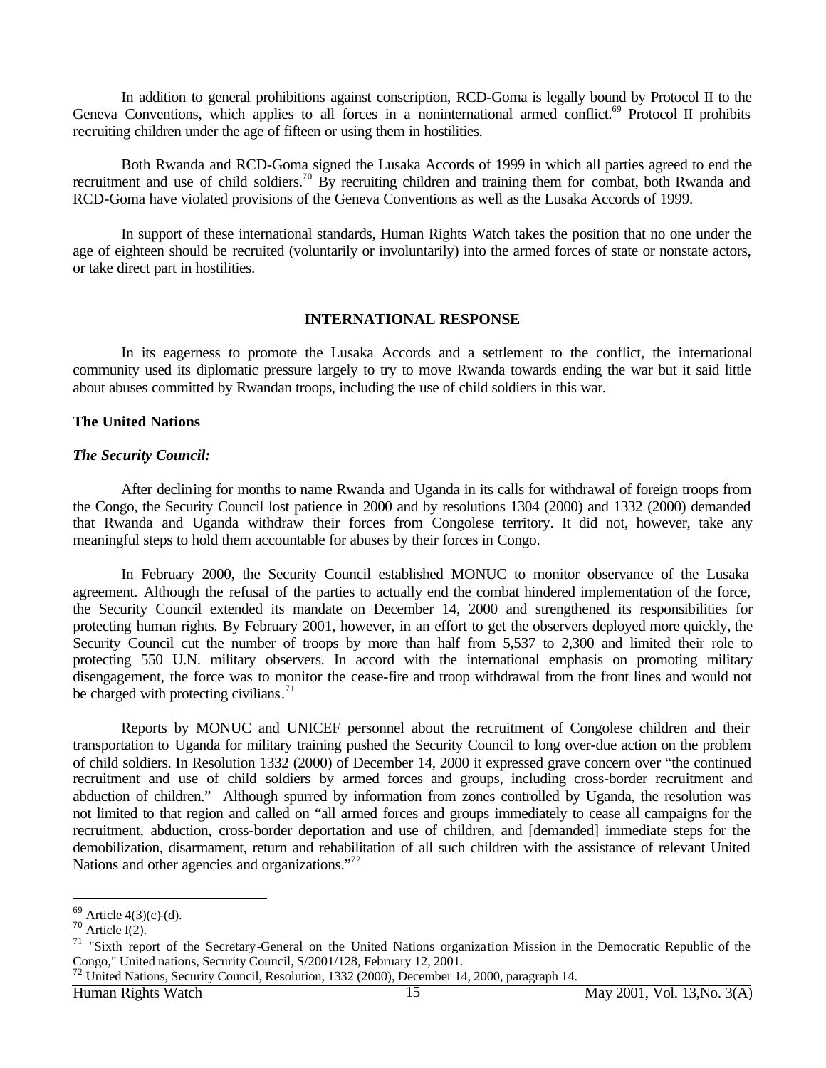In addition to general prohibitions against conscription, RCD-Goma is legally bound by Protocol II to the Geneva Conventions, which applies to all forces in a noninternational armed conflict.[69] Protocol II prohibits recruiting children under the age of fifteen or using them in hostilities.

Both Rwanda and RCD-Goma signed the Lusaka Accords of 1999 in which all parties agreed to end the recruitment and use of child soldiers.[70] By recruiting children and training them for combat, both Rwanda and RCD-Goma have violated provisions of the Geneva Conventions as well as the Lusaka Accords of 1999.

In support of these international standards, Human Rights Watch takes the position that no one under the age of eighteen should be recruited (voluntarily or involuntarily) into the armed forces of state or nonstate actors, or take direct part in hostilities.

## INTERNATIONAL RESPONSE

In its eagerness to promote the Lusaka Accords and a settlement to the conflict, the international community used its diplomatic pressure largely to try to move Rwanda towards ending the war but it said little about abuses committed by Rwandan troops, including the use of child soldiers in this war.

### The United Nations

#### *The Security Council:*

After declining for months to name Rwanda and Uganda in its calls for withdrawal of foreign troops from the Congo, the Security Council lost patience in 2000 and by resolutions 1304 (2000) and 1332 (2000) demanded that Rwanda and Uganda withdraw their forces from Congolese territory. It did not, however, take any meaningful steps to hold them accountable for abuses by their forces in Congo.

In February 2000, the Security Council established MONUC to monitor observance of the Lusaka agreement. Although the refusal of the parties to actually end the combat hindered implementation of the force, the Security Council extended its mandate on December 14, 2000 and strengthened its responsibilities for protecting human rights. By February 2001, however, in an effort to get the observers deployed more quickly, the Security Council cut the number of troops by more than half from 5,537 to 2,300 and limited their role to protecting 550 U.N. military observers. In accord with the international emphasis on promoting military disengagement, the force was to monitor the cease-fire and troop withdrawal from the front lines and would not be charged with protecting civilians.[71]

Reports by MONUC and UNICEF personnel about the recruitment of Congolese children and their transportation to Uganda for military training pushed the Security Council to long over-due action on the problem of child soldiers. In Resolution 1332 (2000) of December 14, 2000 it expressed grave concern over "the continued recruitment and use of child soldiers by armed forces and groups, including cross-border recruitment and abduction of children." Although spurred by information from zones controlled by Uganda, the resolution was not limited to that region and called on "all armed forces and groups immediately to cease all campaigns for the recruitment, abduction, cross-border deportation and use of children, and [demanded] immediate steps for the demobilization, disarmament, return and rehabilitation of all such children with the assistance of relevant United Nations and other agencies and organizations."[72]

---

[69] Article 4(3)(c)-(d).

[70] Article I(2).

[71] "Sixth report of the Secretary-General on the United Nations organization Mission in the Democratic Republic of the Congo," United nations, Security Council, S/2001/128, February 12, 2001.

[72] United Nations, Security Council, Resolution, 1332 (2000), December 14, 2000, paragraph 14.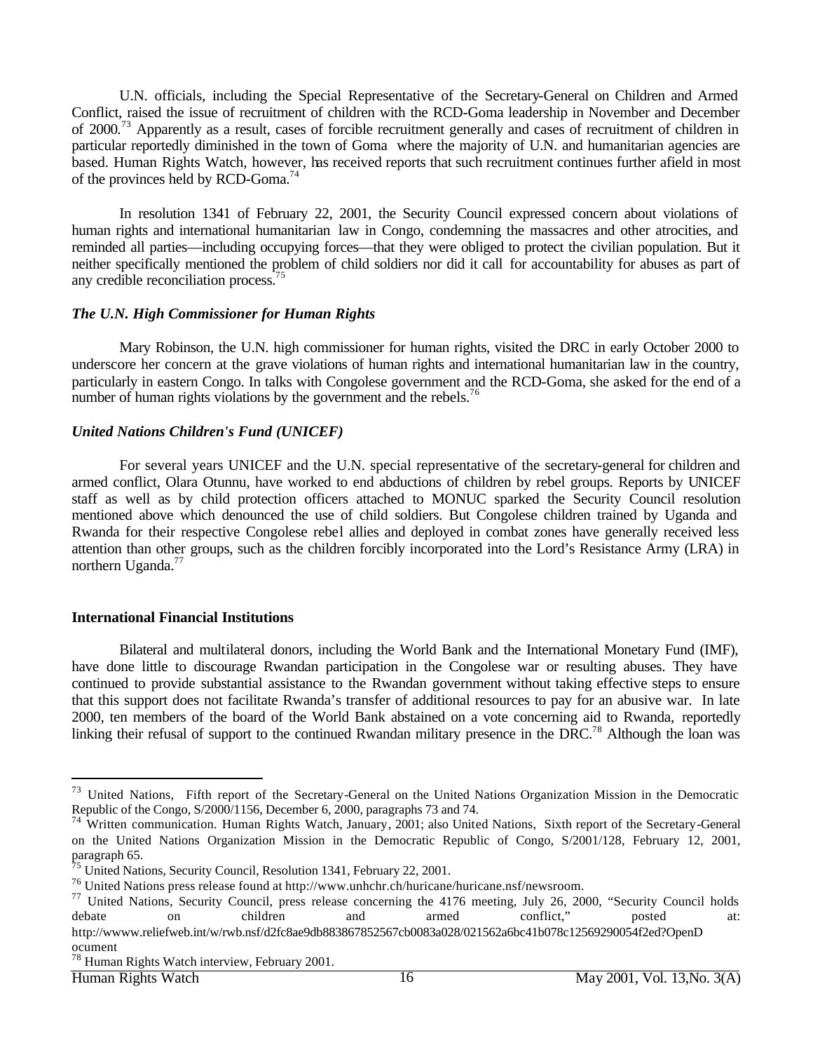U.N. officials, including the Special Representative of the Secretary-General on Children and Armed Conflict, raised the issue of recruitment of children with the RCD-Goma leadership in November and December of 2000.[73] Apparently as a result, cases of forcible recruitment generally and cases of recruitment of children in particular reportedly diminished in the town of Goma where the majority of U.N. and humanitarian agencies are based. Human Rights Watch, however, has received reports that such recruitment continues further afield in most of the provinces held by RCD-Goma.[74]

In resolution 1341 of February 22, 2001, the Security Council expressed concern about violations of human rights and international humanitarian law in Congo, condemning the massacres and other atrocities, and reminded all parties—including occupying forces—that they were obliged to protect the civilian population. But it neither specifically mentioned the problem of child soldiers nor did it call for accountability for abuses as part of any credible reconciliation process.[75]

### *The U.N. High Commissioner for Human Rights*

Mary Robinson, the U.N. high commissioner for human rights, visited the DRC in early October 2000 to underscore her concern at the grave violations of human rights and international humanitarian law in the country, particularly in eastern Congo. In talks with Congolese government and the RCD-Goma, she asked for the end of a number of human rights violations by the government and the rebels.[76]

### *United Nations Children's Fund (UNICEF)*

For several years UNICEF and the U.N. special representative of the secretary-general for children and armed conflict, Olara Otunnu, have worked to end abductions of children by rebel groups. Reports by UNICEF staff as well as by child protection officers attached to MONUC sparked the Security Council resolution mentioned above which denounced the use of child soldiers. But Congolese children trained by Uganda and Rwanda for their respective Congolese rebel allies and deployed in combat zones have generally received less attention than other groups, such as the children forcibly incorporated into the Lord's Resistance Army (LRA) in northern Uganda.[77]

## International Financial Institutions

Bilateral and multilateral donors, including the World Bank and the International Monetary Fund (IMF), have done little to discourage Rwandan participation in the Congolese war or resulting abuses. They have continued to provide substantial assistance to the Rwandan government without taking effective steps to ensure that this support does not facilitate Rwanda's transfer of additional resources to pay for an abusive war. In late 2000, ten members of the board of the World Bank abstained on a vote concerning aid to Rwanda, reportedly linking their refusal of support to the continued Rwandan military presence in the DRC.[78] Although the loan was

---

[73] United Nations, Fifth report of the Secretary-General on the United Nations Organization Mission in the Democratic Republic of the Congo, S/2000/1156, December 6, 2000, paragraphs 73 and 74.

[74] Written communication. Human Rights Watch, January, 2001; also United Nations, Sixth report of the Secretary-General on the United Nations Organization Mission in the Democratic Republic of Congo, S/2001/128, February 12, 2001, paragraph 65.

[75] United Nations, Security Council, Resolution 1341, February 22, 2001.

[76] United Nations press release found at http://www.unhchr.ch/huricane/huricane.nsf/newsroom.

[77] United Nations, Security Council, press release concerning the 4176 meeting, July 26, 2000, "Security Council holds debate on children and armed conflict," posted at: http://wwww.reliefweb.int/w/rwb.nsf/d2fc8ae9db883867852567cb0083a028/021562a6bc41b078c12569290054f2ed?OpenDocument

[78] Human Rights Watch interview, February 2001.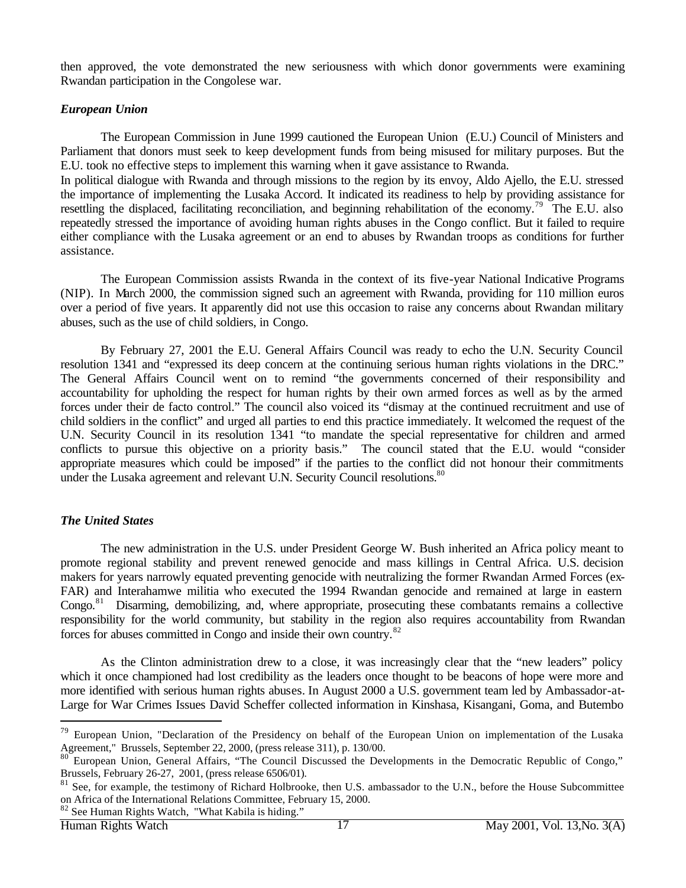then approved, the vote demonstrated the new seriousness with which donor governments were examining Rwandan participation in the Congolese war.

### *European Union*

The European Commission in June 1999 cautioned the European Union (E.U.) Council of Ministers and Parliament that donors must seek to keep development funds from being misused for military purposes. But the E.U. took no effective steps to implement this warning when it gave assistance to Rwanda.

In political dialogue with Rwanda and through missions to the region by its envoy, Aldo Ajello, the E.U. stressed the importance of implementing the Lusaka Accord. It indicated its readiness to help by providing assistance for resettling the displaced, facilitating reconciliation, and beginning rehabilitation of the economy.[79] The E.U. also repeatedly stressed the importance of avoiding human rights abuses in the Congo conflict. But it failed to require either compliance with the Lusaka agreement or an end to abuses by Rwandan troops as conditions for further assistance.

The European Commission assists Rwanda in the context of its five-year National Indicative Programs (NIP). In March 2000, the commission signed such an agreement with Rwanda, providing for 110 million euros over a period of five years. It apparently did not use this occasion to raise any concerns about Rwandan military abuses, such as the use of child soldiers, in Congo.

By February 27, 2001 the E.U. General Affairs Council was ready to echo the U.N. Security Council resolution 1341 and "expressed its deep concern at the continuing serious human rights violations in the DRC." The General Affairs Council went on to remind "the governments concerned of their responsibility and accountability for upholding the respect for human rights by their own armed forces as well as by the armed forces under their de facto control." The council also voiced its "dismay at the continued recruitment and use of child soldiers in the conflict" and urged all parties to end this practice immediately. It welcomed the request of the U.N. Security Council in its resolution 1341 "to mandate the special representative for children and armed conflicts to pursue this objective on a priority basis." The council stated that the E.U. would "consider appropriate measures which could be imposed" if the parties to the conflict did not honour their commitments under the Lusaka agreement and relevant U.N. Security Council resolutions.[80]

### *The United States*

The new administration in the U.S. under President George W. Bush inherited an Africa policy meant to promote regional stability and prevent renewed genocide and mass killings in Central Africa. U.S. decision makers for years narrowly equated preventing genocide with neutralizing the former Rwandan Armed Forces (ex-FAR) and Interahamwe militia who executed the 1994 Rwandan genocide and remained at large in eastern Congo.[81] Disarming, demobilizing, and, where appropriate, prosecuting these combatants remains a collective responsibility for the world community, but stability in the region also requires accountability from Rwandan forces for abuses committed in Congo and inside their own country.[82]

As the Clinton administration drew to a close, it was increasingly clear that the "new leaders" policy which it once championed had lost credibility as the leaders once thought to be beacons of hope were more and more identified with serious human rights abuses. In August 2000 a U.S. government team led by Ambassador-at-Large for War Crimes Issues David Scheffer collected information in Kinshasa, Kisangani, Goma, and Butembo

---

[79] European Union, "Declaration of the Presidency on behalf of the European Union on implementation of the Lusaka Agreement," Brussels, September 22, 2000, (press release 311), p. 130/00.

[80] European Union, General Affairs, "The Council Discussed the Developments in the Democratic Republic of Congo," Brussels, February 26-27, 2001, (press release 6506/01).

[81] See, for example, the testimony of Richard Holbrooke, then U.S. ambassador to the U.N., before the House Subcommittee on Africa of the International Relations Committee, February 15, 2000.

[82] See Human Rights Watch, "What Kabila is hiding."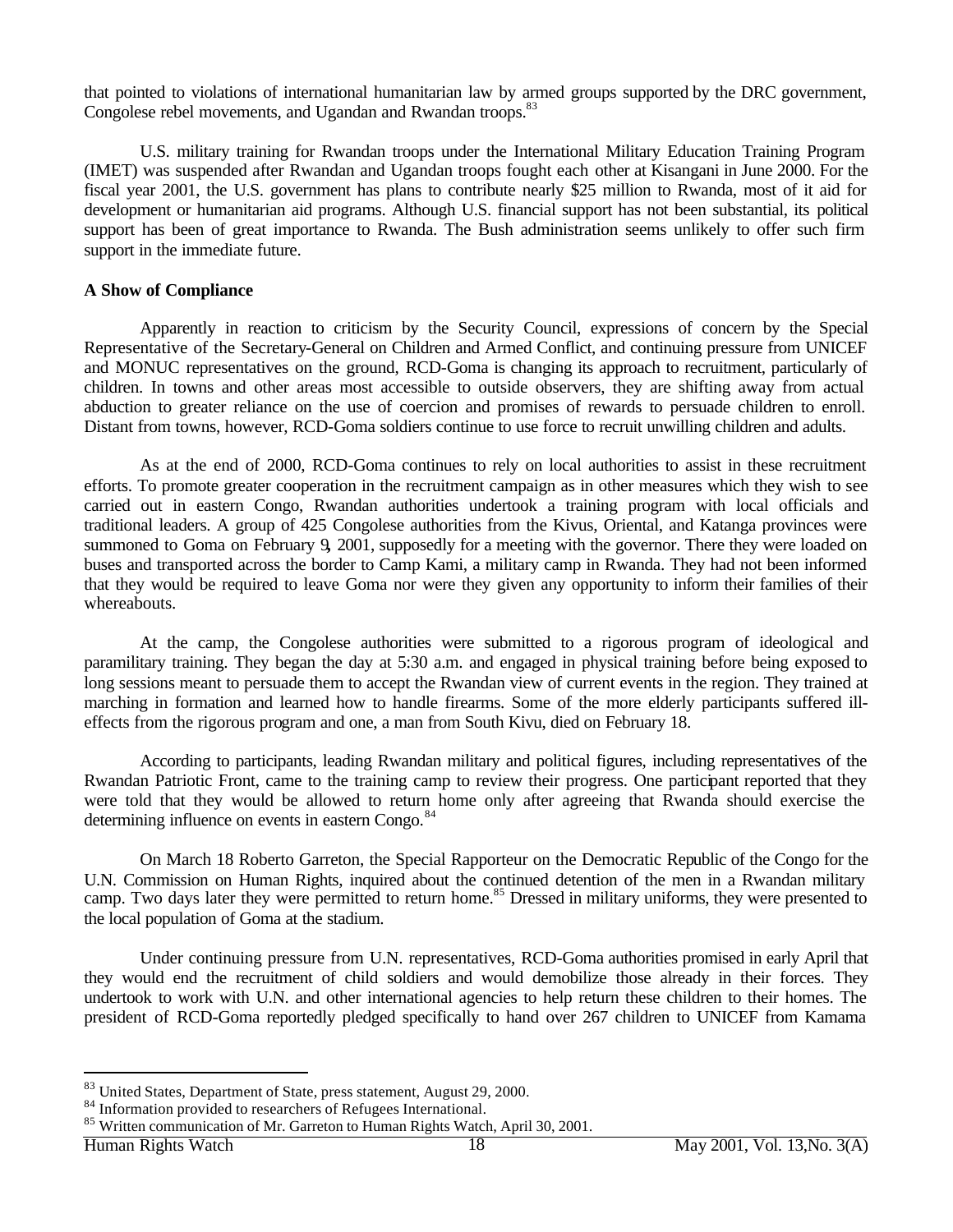that pointed to violations of international humanitarian law by armed groups supported by the DRC government, Congolese rebel movements, and Ugandan and Rwandan troops.[83]

U.S. military training for Rwandan troops under the International Military Education Training Program (IMET) was suspended after Rwandan and Ugandan troops fought each other at Kisangani in June 2000. For the fiscal year 2001, the U.S. government has plans to contribute nearly $25 million to Rwanda, most of it aid for development or humanitarian aid programs. Although U.S. financial support has not been substantial, its political support has been of great importance to Rwanda. The Bush administration seems unlikely to offer such firm support in the immediate future.

**A Show of Compliance**

Apparently in reaction to criticism by the Security Council, expressions of concern by the Special Representative of the Secretary-General on Children and Armed Conflict, and continuing pressure from UNICEF and MONUC representatives on the ground, RCD-Goma is changing its approach to recruitment, particularly of children. In towns and other areas most accessible to outside observers, they are shifting away from actual abduction to greater reliance on the use of coercion and promises of rewards to persuade children to enroll. Distant from towns, however, RCD-Goma soldiers continue to use force to recruit unwilling children and adults.

As at the end of 2000, RCD-Goma continues to rely on local authorities to assist in these recruitment efforts. To promote greater cooperation in the recruitment campaign as in other measures which they wish to see carried out in eastern Congo, Rwandan authorities undertook a training program with local officials and traditional leaders. A group of 425 Congolese authorities from the Kivus, Oriental, and Katanga provinces were summoned to Goma on February 9, 2001, supposedly for a meeting with the governor. There they were loaded on buses and transported across the border to Camp Kami, a military camp in Rwanda. They had not been informed that they would be required to leave Goma nor were they given any opportunity to inform their families of their whereabouts.

At the camp, the Congolese authorities were submitted to a rigorous program of ideological and paramilitary training. They began the day at 5:30 a.m. and engaged in physical training before being exposed to long sessions meant to persuade them to accept the Rwandan view of current events in the region. They trained at marching in formation and learned how to handle firearms. Some of the more elderly participants suffered ill-effects from the rigorous program and one, a man from South Kivu, died on February 18.

According to participants, leading Rwandan military and political figures, including representatives of the Rwandan Patriotic Front, came to the training camp to review their progress. One participant reported that they were told that they would be allowed to return home only after agreeing that Rwanda should exercise the determining influence on events in eastern Congo.[84]

On March 18 Roberto Garreton, the Special Rapporteur on the Democratic Republic of the Congo for the U.N. Commission on Human Rights, inquired about the continued detention of the men in a Rwandan military camp. Two days later they were permitted to return home.[85] Dressed in military uniforms, they were presented to the local population of Goma at the stadium.

Under continuing pressure from U.N. representatives, RCD-Goma authorities promised in early April that they would end the recruitment of child soldiers and would demobilize those already in their forces. They undertook to work with U.N. and other international agencies to help return these children to their homes. The president of RCD-Goma reportedly pledged specifically to hand over 267 children to UNICEF from Kamama

---

[83] United States, Department of State, press statement, August 29, 2000.

[84] Information provided to researchers of Refugees International.

[85] Written communication of Mr. Garreton to Human Rights Watch, April 30, 2001.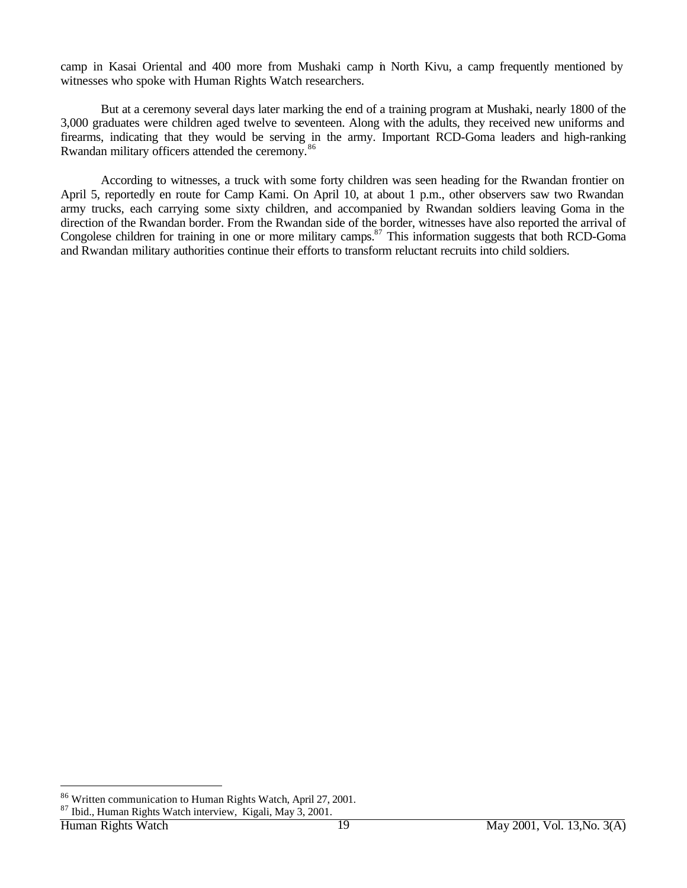camp in Kasai Oriental and 400 more from Mushaki camp in North Kivu, a camp frequently mentioned by witnesses who spoke with Human Rights Watch researchers.

But at a ceremony several days later marking the end of a training program at Mushaki, nearly 1800 of the 3,000 graduates were children aged twelve to seventeen. Along with the adults, they received new uniforms and firearms, indicating that they would be serving in the army. Important RCD-Goma leaders and high-ranking Rwandan military officers attended the ceremony.[86]

According to witnesses, a truck with some forty children was seen heading for the Rwandan frontier on April 5, reportedly en route for Camp Kami. On April 10, at about 1 p.m., other observers saw two Rwandan army trucks, each carrying some sixty children, and accompanied by Rwandan soldiers leaving Goma in the direction of the Rwandan border. From the Rwandan side of the border, witnesses have also reported the arrival of Congolese children for training in one or more military camps.[87] This information suggests that both RCD-Goma and Rwandan military authorities continue their efforts to transform reluctant recruits into child soldiers.

---

[86] Written communication to Human Rights Watch, April 27, 2001.

[87] Ibid., Human Rights Watch interview, Kigali, May 3, 2001.